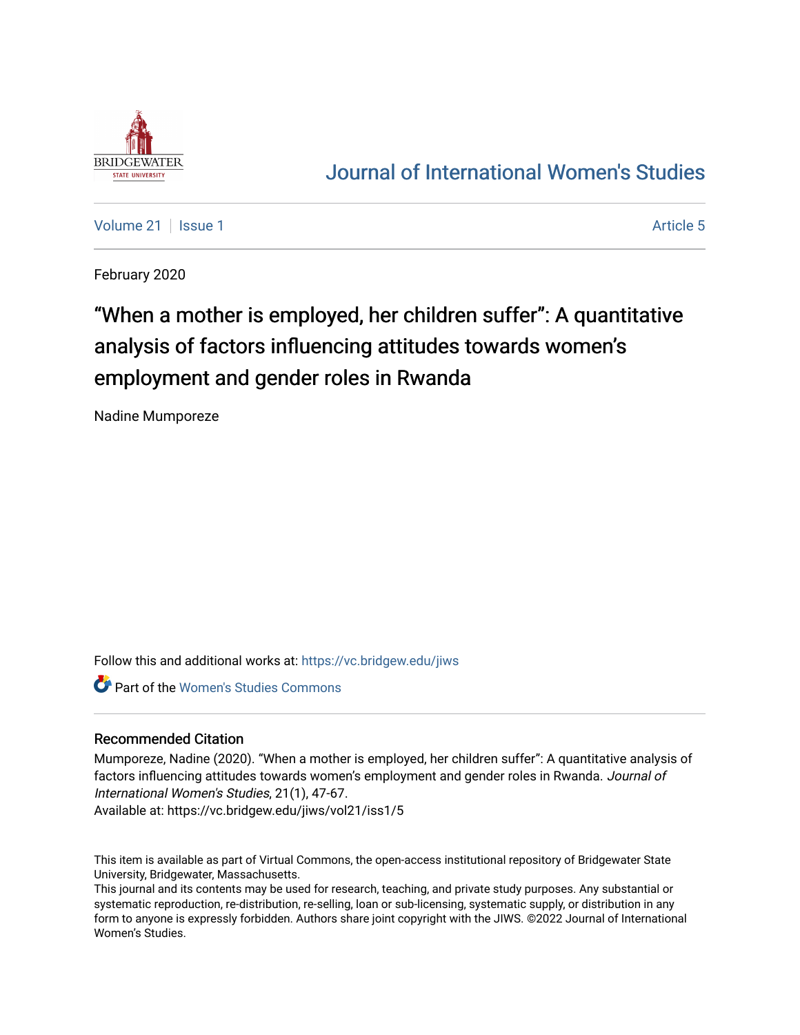Journal of International Women's Studies

Volume 21 | Issue 1 | Article 5

February 2020

# "When a mother is employed, her children suffer": A quantitative analysis of factors influencing attitudes towards women's employment and gender roles in Rwanda

Nadine Mumporeze

Follow this and additional works at: https://vc.bridgew.edu/jiws

Part of the Women's Studies Commons

## Recommended Citation

Mumporeze, Nadine (2020). "When a mother is employed, her children suffer": A quantitative analysis of factors influencing attitudes towards women's employment and gender roles in Rwanda. *Journal of International Women's Studies*, 21(1), 47-67.
Available at: https://vc.bridgew.edu/jiws/vol21/iss1/5

This item is available as part of Virtual Commons, the open-access institutional repository of Bridgewater State University, Bridgewater, Massachusetts.
This journal and its contents may be used for research, teaching, and private study purposes. Any substantial or systematic reproduction, re-distribution, re-selling, loan or sub-licensing, systematic supply, or distribution in any form to anyone is expressly forbidden. Authors share joint copyright with the JIWS. ©2022 Journal of International Women's Studies.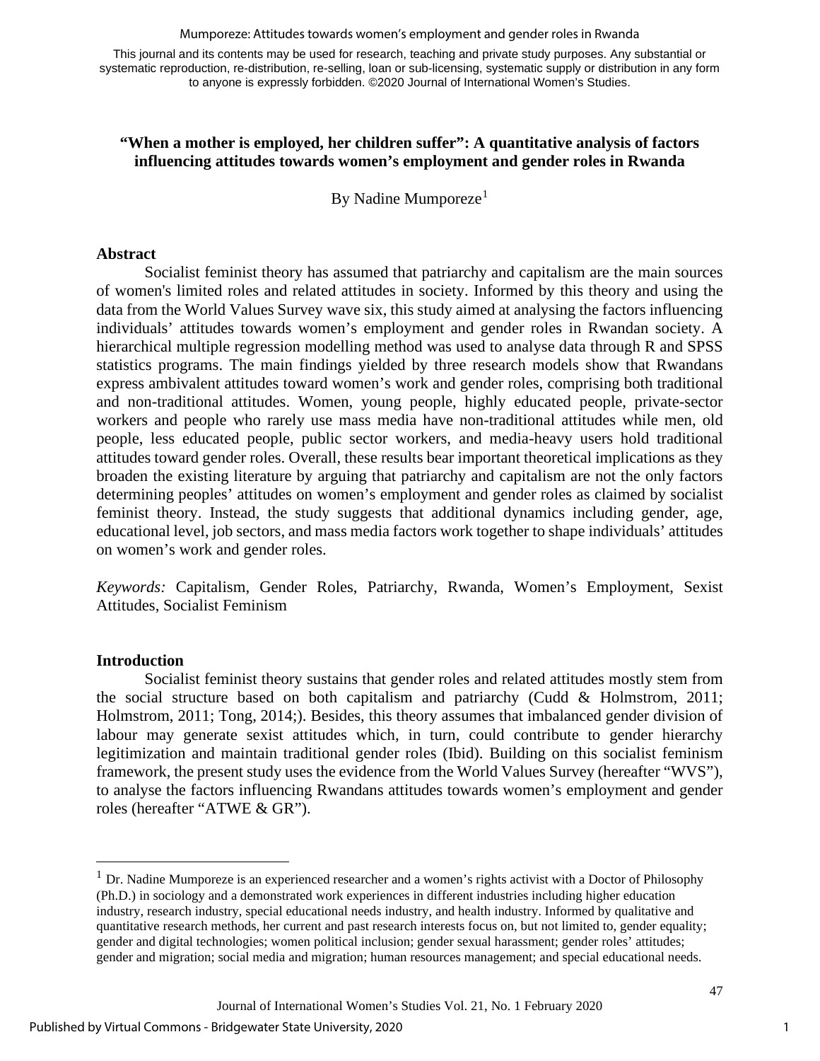This journal and its contents may be used for research, teaching and private study purposes. Any substantial or systematic reproduction, re-distribution, re-selling, loan or sub-licensing, systematic supply or distribution in any form to anyone is expressly forbidden. ©2020 Journal of International Women's Studies.

# "When a mother is employed, her children suffer": A quantitative analysis of factors influencing attitudes towards women's employment and gender roles in Rwanda

By Nadine Mumporeze[1]

## Abstract

Socialist feminist theory has assumed that patriarchy and capitalism are the main sources of women's limited roles and related attitudes in society. Informed by this theory and using the data from the World Values Survey wave six, this study aimed at analysing the factors influencing individuals' attitudes towards women's employment and gender roles in Rwandan society. A hierarchical multiple regression modelling method was used to analyse data through R and SPSS statistics programs. The main findings yielded by three research models show that Rwandans express ambivalent attitudes toward women's work and gender roles, comprising both traditional and non-traditional attitudes. Women, young people, highly educated people, private-sector workers and people who rarely use mass media have non-traditional attitudes while men, old people, less educated people, public sector workers, and media-heavy users hold traditional attitudes toward gender roles. Overall, these results bear important theoretical implications as they broaden the existing literature by arguing that patriarchy and capitalism are not the only factors determining peoples' attitudes on women's employment and gender roles as claimed by socialist feminist theory. Instead, the study suggests that additional dynamics including gender, age, educational level, job sectors, and mass media factors work together to shape individuals' attitudes on women's work and gender roles.

*Keywords:* Capitalism, Gender Roles, Patriarchy, Rwanda, Women's Employment, Sexist Attitudes, Socialist Feminism

## Introduction

Socialist feminist theory sustains that gender roles and related attitudes mostly stem from the social structure based on both capitalism and patriarchy (Cudd & Holmstrom, 2011; Holmstrom, 2011; Tong, 2014;). Besides, this theory assumes that imbalanced gender division of labour may generate sexist attitudes which, in turn, could contribute to gender hierarchy legitimization and maintain traditional gender roles (Ibid). Building on this socialist feminism framework, the present study uses the evidence from the World Values Survey (hereafter "WVS"), to analyse the factors influencing Rwandans attitudes towards women's employment and gender roles (hereafter "ATWE & GR").

---

[1] Dr. Nadine Mumporeze is an experienced researcher and a women's rights activist with a Doctor of Philosophy (Ph.D.) in sociology and a demonstrated work experiences in different industries including higher education industry, research industry, special educational needs industry, and health industry. Informed by qualitative and quantitative research methods, her current and past research interests focus on, but not limited to, gender equality; gender and digital technologies; women political inclusion; gender sexual harassment; gender roles' attitudes; gender and migration; social media and migration; human resources management; and special educational needs.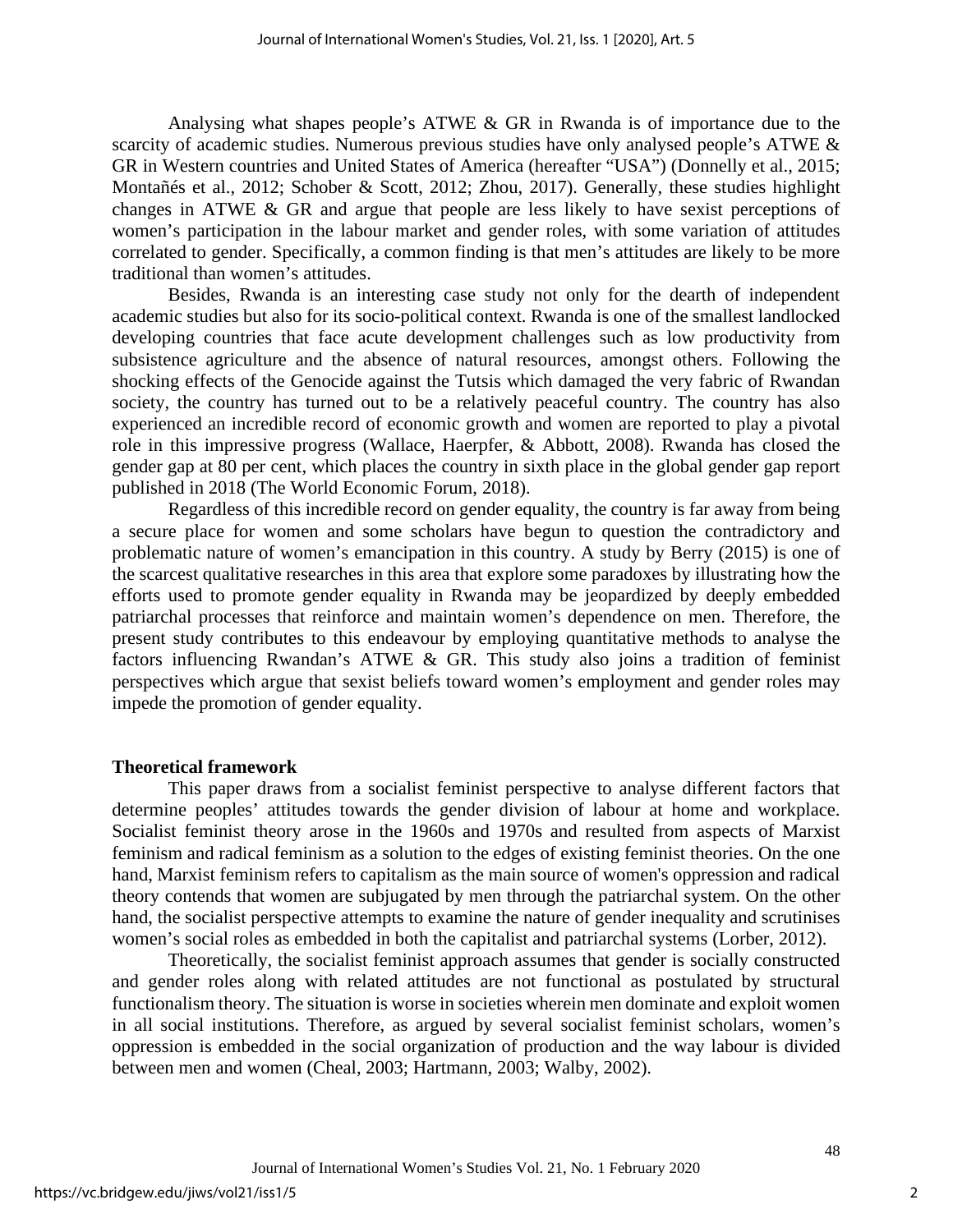Analysing what shapes people's ATWE & GR in Rwanda is of importance due to the scarcity of academic studies. Numerous previous studies have only analysed people's ATWE & GR in Western countries and United States of America (hereafter "USA") (Donnelly et al., 2015; Montañés et al., 2012; Schober & Scott, 2012; Zhou, 2017). Generally, these studies highlight changes in ATWE & GR and argue that people are less likely to have sexist perceptions of women's participation in the labour market and gender roles, with some variation of attitudes correlated to gender. Specifically, a common finding is that men's attitudes are likely to be more traditional than women's attitudes.

Besides, Rwanda is an interesting case study not only for the dearth of independent academic studies but also for its socio-political context. Rwanda is one of the smallest landlocked developing countries that face acute development challenges such as low productivity from subsistence agriculture and the absence of natural resources, amongst others. Following the shocking effects of the Genocide against the Tutsis which damaged the very fabric of Rwandan society, the country has turned out to be a relatively peaceful country. The country has also experienced an incredible record of economic growth and women are reported to play a pivotal role in this impressive progress (Wallace, Haerpfer, & Abbott, 2008). Rwanda has closed the gender gap at 80 per cent, which places the country in sixth place in the global gender gap report published in 2018 (The World Economic Forum, 2018).

Regardless of this incredible record on gender equality, the country is far away from being a secure place for women and some scholars have begun to question the contradictory and problematic nature of women's emancipation in this country. A study by Berry (2015) is one of the scarcest qualitative researches in this area that explore some paradoxes by illustrating how the efforts used to promote gender equality in Rwanda may be jeopardized by deeply embedded patriarchal processes that reinforce and maintain women's dependence on men. Therefore, the present study contributes to this endeavour by employing quantitative methods to analyse the factors influencing Rwandan's ATWE & GR. This study also joins a tradition of feminist perspectives which argue that sexist beliefs toward women's employment and gender roles may impede the promotion of gender equality.

## Theoretical framework

This paper draws from a socialist feminist perspective to analyse different factors that determine peoples' attitudes towards the gender division of labour at home and workplace. Socialist feminist theory arose in the 1960s and 1970s and resulted from aspects of Marxist feminism and radical feminism as a solution to the edges of existing feminist theories. On the one hand, Marxist feminism refers to capitalism as the main source of women's oppression and radical theory contends that women are subjugated by men through the patriarchal system. On the other hand, the socialist perspective attempts to examine the nature of gender inequality and scrutinises women's social roles as embedded in both the capitalist and patriarchal systems (Lorber, 2012).

Theoretically, the socialist feminist approach assumes that gender is socially constructed and gender roles along with related attitudes are not functional as postulated by structural functionalism theory. The situation is worse in societies wherein men dominate and exploit women in all social institutions. Therefore, as argued by several socialist feminist scholars, women's oppression is embedded in the social organization of production and the way labour is divided between men and women (Cheal, 2003; Hartmann, 2003; Walby, 2002).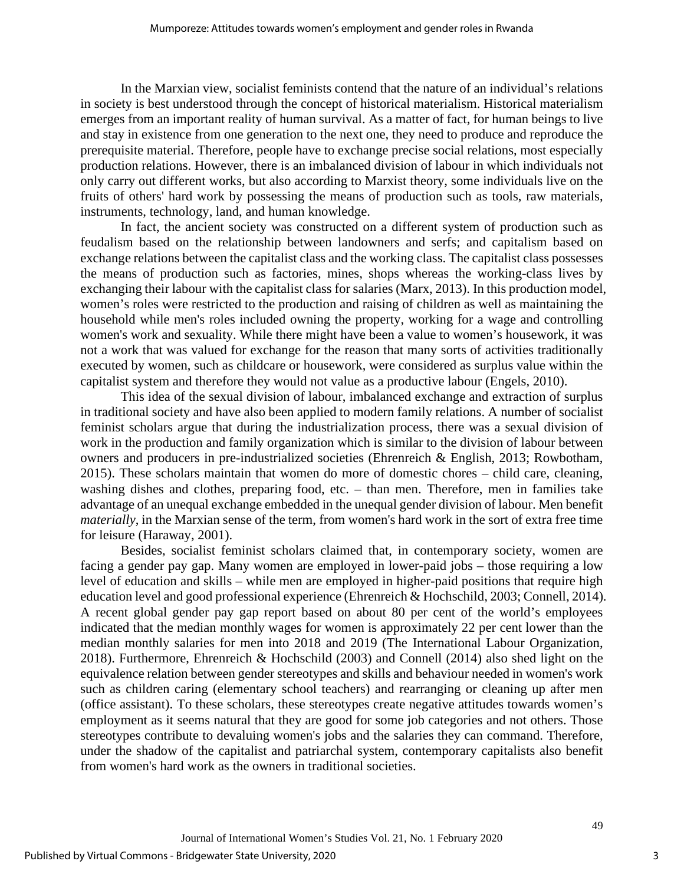In the Marxian view, socialist feminists contend that the nature of an individual's relations in society is best understood through the concept of historical materialism. Historical materialism emerges from an important reality of human survival. As a matter of fact, for human beings to live and stay in existence from one generation to the next one, they need to produce and reproduce the prerequisite material. Therefore, people have to exchange precise social relations, most especially production relations. However, there is an imbalanced division of labour in which individuals not only carry out different works, but also according to Marxist theory, some individuals live on the fruits of others' hard work by possessing the means of production such as tools, raw materials, instruments, technology, land, and human knowledge.

In fact, the ancient society was constructed on a different system of production such as feudalism based on the relationship between landowners and serfs; and capitalism based on exchange relations between the capitalist class and the working class. The capitalist class possesses the means of production such as factories, mines, shops whereas the working-class lives by exchanging their labour with the capitalist class for salaries (Marx, 2013). In this production model, women's roles were restricted to the production and raising of children as well as maintaining the household while men's roles included owning the property, working for a wage and controlling women's work and sexuality. While there might have been a value to women's housework, it was not a work that was valued for exchange for the reason that many sorts of activities traditionally executed by women, such as childcare or housework, were considered as surplus value within the capitalist system and therefore they would not value as a productive labour (Engels, 2010).

This idea of the sexual division of labour, imbalanced exchange and extraction of surplus in traditional society and have also been applied to modern family relations. A number of socialist feminist scholars argue that during the industrialization process, there was a sexual division of work in the production and family organization which is similar to the division of labour between owners and producers in pre-industrialized societies (Ehrenreich & English, 2013; Rowbotham, 2015). These scholars maintain that women do more of domestic chores – child care, cleaning, washing dishes and clothes, preparing food, etc. – than men. Therefore, men in families take advantage of an unequal exchange embedded in the unequal gender division of labour. Men benefit *materially*, in the Marxian sense of the term, from women's hard work in the sort of extra free time for leisure (Haraway, 2001).

Besides, socialist feminist scholars claimed that, in contemporary society, women are facing a gender pay gap. Many women are employed in lower-paid jobs – those requiring a low level of education and skills – while men are employed in higher-paid positions that require high education level and good professional experience (Ehrenreich & Hochschild, 2003; Connell, 2014). A recent global gender pay gap report based on about 80 per cent of the world's employees indicated that the median monthly wages for women is approximately 22 per cent lower than the median monthly salaries for men into 2018 and 2019 (The International Labour Organization, 2018). Furthermore, Ehrenreich & Hochschild (2003) and Connell (2014) also shed light on the equivalence relation between gender stereotypes and skills and behaviour needed in women's work such as children caring (elementary school teachers) and rearranging or cleaning up after men (office assistant). To these scholars, these stereotypes create negative attitudes towards women's employment as it seems natural that they are good for some job categories and not others. Those stereotypes contribute to devaluing women's jobs and the salaries they can command. Therefore, under the shadow of the capitalist and patriarchal system, contemporary capitalists also benefit from women's hard work as the owners in traditional societies.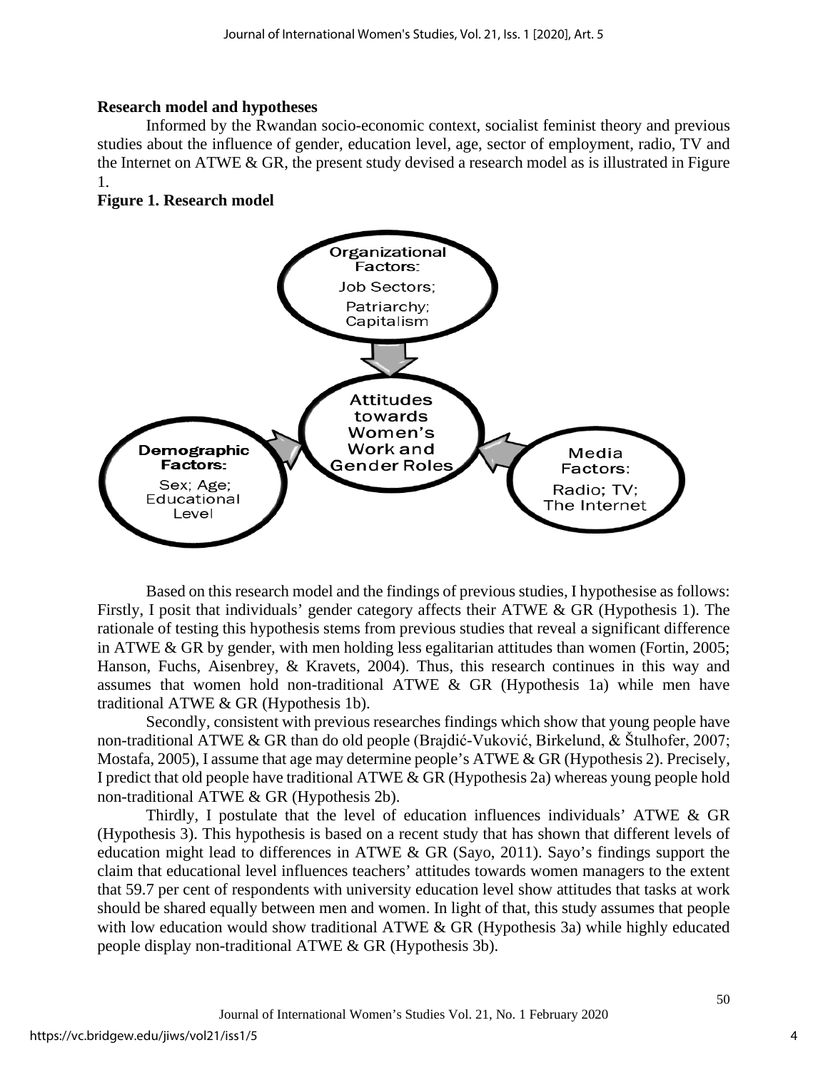**Research model and hypotheses**

Informed by the Rwandan socio-economic context, socialist feminist theory and previous studies about the influence of gender, education level, age, sector of employment, radio, TV and the Internet on ATWE & GR, the present study devised a research model as is illustrated in Figure 1.

**Figure 1. Research model**

Organizational Factors: Job Sectors; Patriarchy; Capitalism

Attitudes towards Women's Work and Gender Roles

Demographic Factors: Sex; Age; Educational Level

Media Factors: Radio; TV; The Internet

Based on this research model and the findings of previous studies, I hypothesise as follows: Firstly, I posit that individuals' gender category affects their ATWE & GR (Hypothesis 1). The rationale of testing this hypothesis stems from previous studies that reveal a significant difference in ATWE & GR by gender, with men holding less egalitarian attitudes than women (Fortin, 2005; Hanson, Fuchs, Aisenbrey, & Kravets, 2004). Thus, this research continues in this way and assumes that women hold non-traditional ATWE & GR (Hypothesis 1a) while men have traditional ATWE & GR (Hypothesis 1b).

Secondly, consistent with previous researches findings which show that young people have non-traditional ATWE & GR than do old people (Brajdić-Vuković, Birkelund, & Štulhofer, 2007; Mostafa, 2005), I assume that age may determine people's ATWE & GR (Hypothesis 2). Precisely, I predict that old people have traditional ATWE & GR (Hypothesis 2a) whereas young people hold non-traditional ATWE & GR (Hypothesis 2b).

Thirdly, I postulate that the level of education influences individuals' ATWE & GR (Hypothesis 3). This hypothesis is based on a recent study that has shown that different levels of education might lead to differences in ATWE & GR (Sayo, 2011). Sayo's findings support the claim that educational level influences teachers' attitudes towards women managers to the extent that 59.7 per cent of respondents with university education level show attitudes that tasks at work should be shared equally between men and women. In light of that, this study assumes that people with low education would show traditional ATWE & GR (Hypothesis 3a) while highly educated people display non-traditional ATWE & GR (Hypothesis 3b).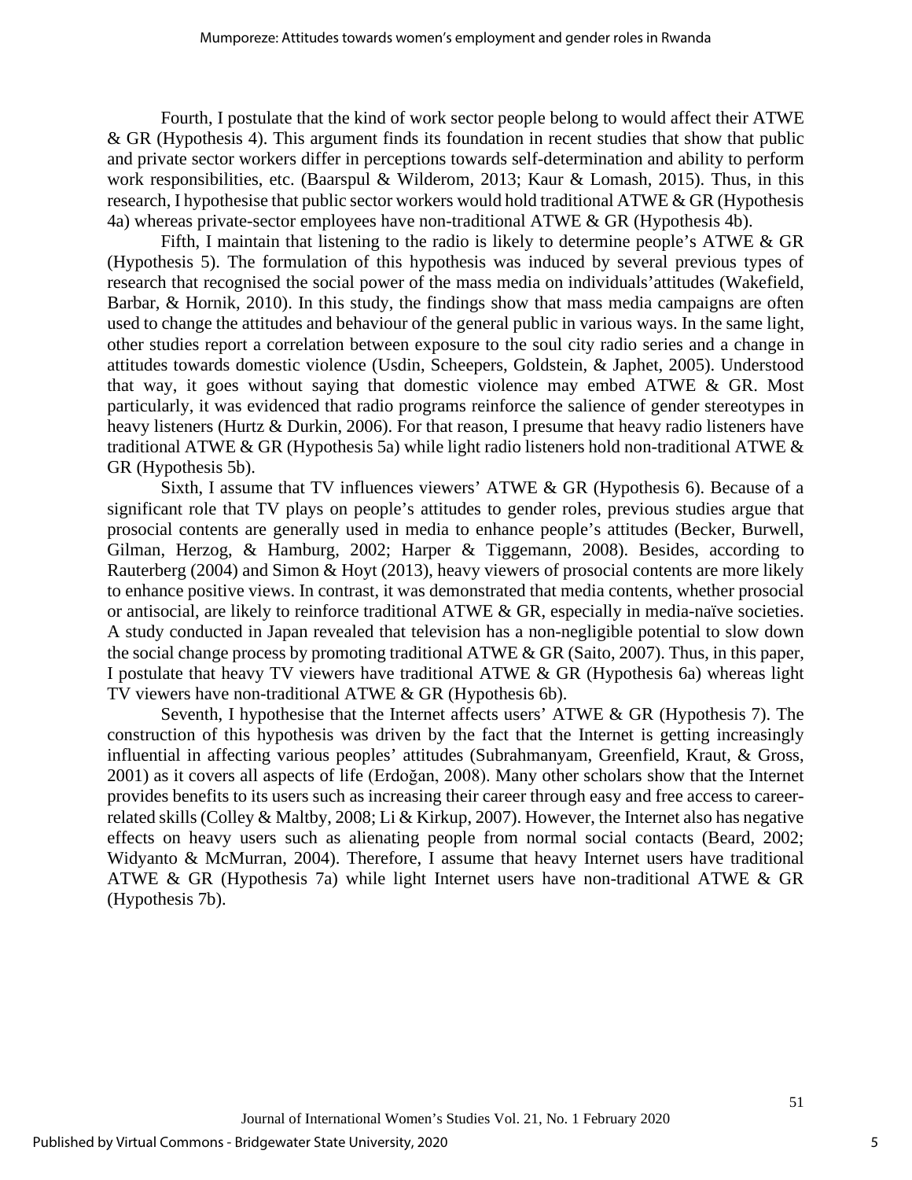Fourth, I postulate that the kind of work sector people belong to would affect their ATWE & GR (Hypothesis 4). This argument finds its foundation in recent studies that show that public and private sector workers differ in perceptions towards self-determination and ability to perform work responsibilities, etc. (Baarspul & Wilderom, 2013; Kaur & Lomash, 2015). Thus, in this research, I hypothesise that public sector workers would hold traditional ATWE & GR (Hypothesis 4a) whereas private-sector employees have non-traditional ATWE & GR (Hypothesis 4b).

Fifth, I maintain that listening to the radio is likely to determine people's ATWE & GR (Hypothesis 5). The formulation of this hypothesis was induced by several previous types of research that recognised the social power of the mass media on individuals'attitudes (Wakefield, Barbar, & Hornik, 2010). In this study, the findings show that mass media campaigns are often used to change the attitudes and behaviour of the general public in various ways. In the same light, other studies report a correlation between exposure to the soul city radio series and a change in attitudes towards domestic violence (Usdin, Scheepers, Goldstein, & Japhet, 2005). Understood that way, it goes without saying that domestic violence may embed ATWE & GR. Most particularly, it was evidenced that radio programs reinforce the salience of gender stereotypes in heavy listeners (Hurtz & Durkin, 2006). For that reason, I presume that heavy radio listeners have traditional ATWE & GR (Hypothesis 5a) while light radio listeners hold non-traditional ATWE & GR (Hypothesis 5b).

Sixth, I assume that TV influences viewers' ATWE & GR (Hypothesis 6). Because of a significant role that TV plays on people's attitudes to gender roles, previous studies argue that prosocial contents are generally used in media to enhance people's attitudes (Becker, Burwell, Gilman, Herzog, & Hamburg, 2002; Harper & Tiggemann, 2008). Besides, according to Rauterberg (2004) and Simon & Hoyt (2013), heavy viewers of prosocial contents are more likely to enhance positive views. In contrast, it was demonstrated that media contents, whether prosocial or antisocial, are likely to reinforce traditional ATWE & GR, especially in media-naïve societies. A study conducted in Japan revealed that television has a non-negligible potential to slow down the social change process by promoting traditional ATWE & GR (Saito, 2007). Thus, in this paper, I postulate that heavy TV viewers have traditional ATWE & GR (Hypothesis 6a) whereas light TV viewers have non-traditional ATWE & GR (Hypothesis 6b).

Seventh, I hypothesise that the Internet affects users' ATWE & GR (Hypothesis 7). The construction of this hypothesis was driven by the fact that the Internet is getting increasingly influential in affecting various peoples' attitudes (Subrahmanyam, Greenfield, Kraut, & Gross, 2001) as it covers all aspects of life (Erdoğan, 2008). Many other scholars show that the Internet provides benefits to its users such as increasing their career through easy and free access to career-related skills (Colley & Maltby, 2008; Li & Kirkup, 2007). However, the Internet also has negative effects on heavy users such as alienating people from normal social contacts (Beard, 2002; Widyanto & McMurran, 2004). Therefore, I assume that heavy Internet users have traditional ATWE & GR (Hypothesis 7a) while light Internet users have non-traditional ATWE & GR (Hypothesis 7b).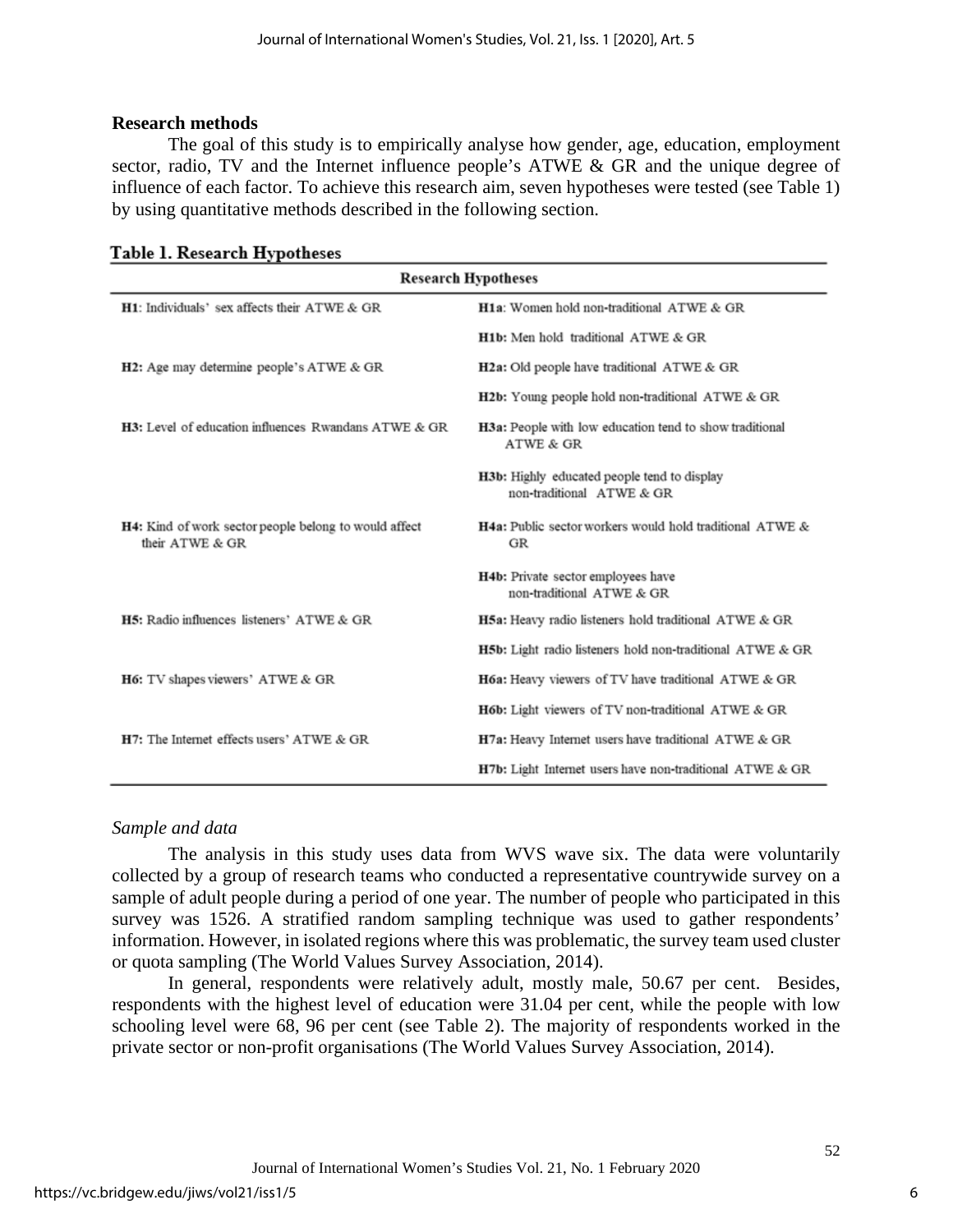## Research methods

The goal of this study is to empirically analyse how gender, age, education, employment sector, radio, TV and the Internet influence people's ATWE & GR and the unique degree of influence of each factor. To achieve this research aim, seven hypotheses were tested (see Table 1) by using quantitative methods described in the following section.

**Table 1. Research Hypotheses**

| Research Hypotheses | |
|---|---|
| **H1**: Individuals' sex affects their ATWE & GR | **H1a**: Women hold non-traditional ATWE & GR |
| | **H1b:** Men hold traditional ATWE & GR |
| **H2:** Age may determine people's ATWE & GR | **H2a:** Old people have traditional ATWE & GR |
| | **H2b:** Young people hold non-traditional ATWE & GR |
| **H3:** Level of education influences Rwandans ATWE & GR | **H3a:** People with low education tend to show traditional ATWE & GR |
| | **H3b:** Highly educated people tend to display non-traditional ATWE & GR |
| **H4:** Kind of work sector people belong to would affect their ATWE & GR | **H4a:** Public sector workers would hold traditional ATWE & GR |
| | **H4b:** Private sector employees have non-traditional ATWE & GR |
| **H5:** Radio influences listeners' ATWE & GR | **H5a:** Heavy radio listeners hold traditional ATWE & GR |
| | **H5b:** Light radio listeners hold non-traditional ATWE & GR |
| **H6:** TV shapes viewers' ATWE & GR | **H6a:** Heavy viewers of TV have traditional ATWE & GR |
| | **H6b:** Light viewers of TV non-traditional ATWE & GR |
| **H7:** The Internet effects users' ATWE & GR | **H7a:** Heavy Internet users have traditional ATWE & GR |
| | **H7b:** Light Internet users have non-traditional ATWE & GR |

*Sample and data*

The analysis in this study uses data from WVS wave six. The data were voluntarily collected by a group of research teams who conducted a representative countrywide survey on a sample of adult people during a period of one year. The number of people who participated in this survey was 1526. A stratified random sampling technique was used to gather respondents' information. However, in isolated regions where this was problematic, the survey team used cluster or quota sampling (The World Values Survey Association, 2014).

In general, respondents were relatively adult, mostly male, 50.67 per cent. Besides, respondents with the highest level of education were 31.04 per cent, while the people with low schooling level were 68, 96 per cent (see Table 2). The majority of respondents worked in the private sector or non-profit organisations (The World Values Survey Association, 2014).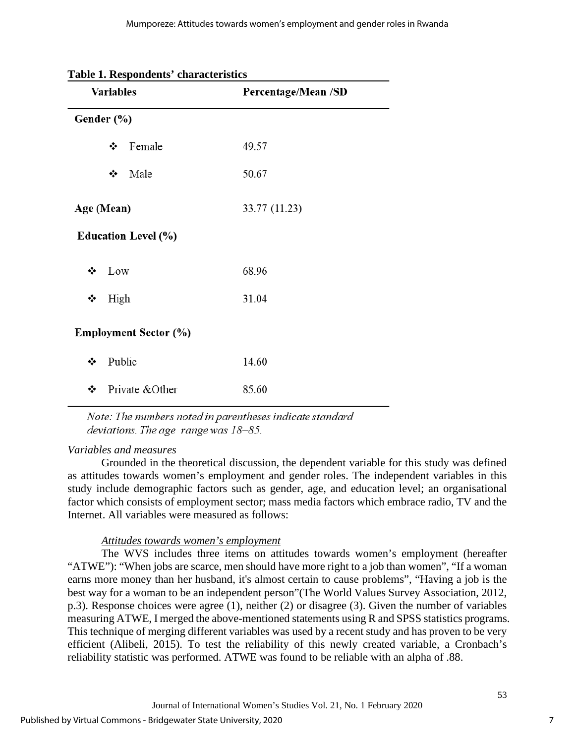**Table 1. Respondents' characteristics**

| Variables | Percentage/Mean /SD |
|---|---|
| **Gender (%)** | |
| ❖ Female | 49.57 |
| ❖ Male | 50.67 |
| **Age (Mean)** | 33.77 (11.23) |
| **Education Level (%)** | |
| ❖ Low | 68.96 |
| ❖ High | 31.04 |
| **Employment Sector (%)** | |
| ❖ Public | 14.60 |
| ❖ Private &Other | 85.60 |

*Note: The numbers noted in parentheses indicate standard deviations. The age range was 18–85.*

*Variables and measures*

Grounded in the theoretical discussion, the dependent variable for this study was defined as attitudes towards women's employment and gender roles. The independent variables in this study include demographic factors such as gender, age, and education level; an organisational factor which consists of employment sector; mass media factors which embrace radio, TV and the Internet. All variables were measured as follows:

*Attitudes towards women's employment*

The WVS includes three items on attitudes towards women's employment (hereafter "ATWE"): "When jobs are scarce, men should have more right to a job than women", "If a woman earns more money than her husband, it's almost certain to cause problems", "Having a job is the best way for a woman to be an independent person"(The World Values Survey Association, 2012, p.3). Response choices were agree (1), neither (2) or disagree (3). Given the number of variables measuring ATWE, I merged the above-mentioned statements using R and SPSS statistics programs. This technique of merging different variables was used by a recent study and has proven to be very efficient (Alibeli, 2015). To test the reliability of this newly created variable, a Cronbach's reliability statistic was performed. ATWE was found to be reliable with an alpha of .88.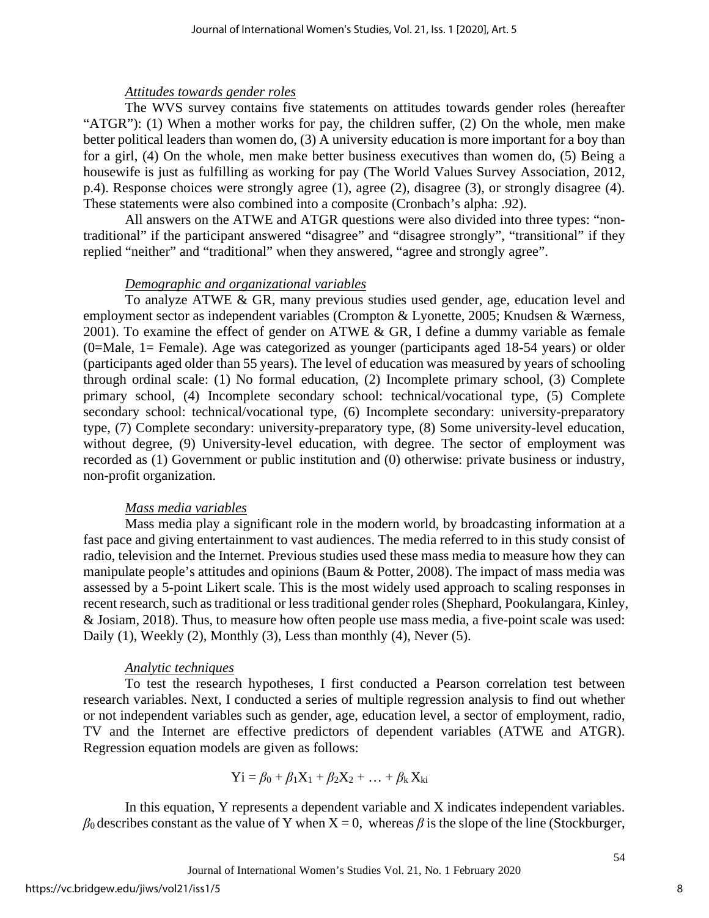*Attitudes towards gender roles*

The WVS survey contains five statements on attitudes towards gender roles (hereafter "ATGR"): (1) When a mother works for pay, the children suffer, (2) On the whole, men make better political leaders than women do, (3) A university education is more important for a boy than for a girl, (4) On the whole, men make better business executives than women do, (5) Being a housewife is just as fulfilling as working for pay (The World Values Survey Association, 2012, p.4). Response choices were strongly agree (1), agree (2), disagree (3), or strongly disagree (4). These statements were also combined into a composite (Cronbach's alpha: .92).

All answers on the ATWE and ATGR questions were also divided into three types: "non-traditional" if the participant answered "disagree" and "disagree strongly", "transitional" if they replied "neither" and "traditional" when they answered, "agree and strongly agree".

*Demographic and organizational variables*

To analyze ATWE & GR, many previous studies used gender, age, education level and employment sector as independent variables (Crompton & Lyonette, 2005; Knudsen & Wærness, 2001). To examine the effect of gender on ATWE & GR, I define a dummy variable as female (0=Male, 1= Female). Age was categorized as younger (participants aged 18-54 years) or older (participants aged older than 55 years). The level of education was measured by years of schooling through ordinal scale: (1) No formal education, (2) Incomplete primary school, (3) Complete primary school, (4) Incomplete secondary school: technical/vocational type, (5) Complete secondary school: technical/vocational type, (6) Incomplete secondary: university-preparatory type, (7) Complete secondary: university-preparatory type, (8) Some university-level education, without degree, (9) University-level education, with degree. The sector of employment was recorded as (1) Government or public institution and (0) otherwise: private business or industry, non-profit organization.

*Mass media variables*

Mass media play a significant role in the modern world, by broadcasting information at a fast pace and giving entertainment to vast audiences. The media referred to in this study consist of radio, television and the Internet. Previous studies used these mass media to measure how they can manipulate people's attitudes and opinions (Baum & Potter, 2008). The impact of mass media was assessed by a 5-point Likert scale. This is the most widely used approach to scaling responses in recent research, such as traditional or less traditional gender roles (Shephard, Pookulangara, Kinley, & Josiam, 2018). Thus, to measure how often people use mass media, a five-point scale was used: Daily (1), Weekly (2), Monthly (3), Less than monthly (4), Never (5).

*Analytic techniques*

To test the research hypotheses, I first conducted a Pearson correlation test between research variables. Next, I conducted a series of multiple regression analysis to find out whether or not independent variables such as gender, age, education level, a sector of employment, radio, TV and the Internet are effective predictors of dependent variables (ATWE and ATGR). Regression equation models are given as follows:

$$Yi = \beta_0 + \beta_1 X_1 + \beta_2 X_2 + \ldots + \beta_k X_{ki}$$

In this equation, Y represents a dependent variable and X indicates independent variables. $\beta_0$ describes constant as the value of Y when $X = 0$, whereas $\beta$ is the slope of the line (Stockburger,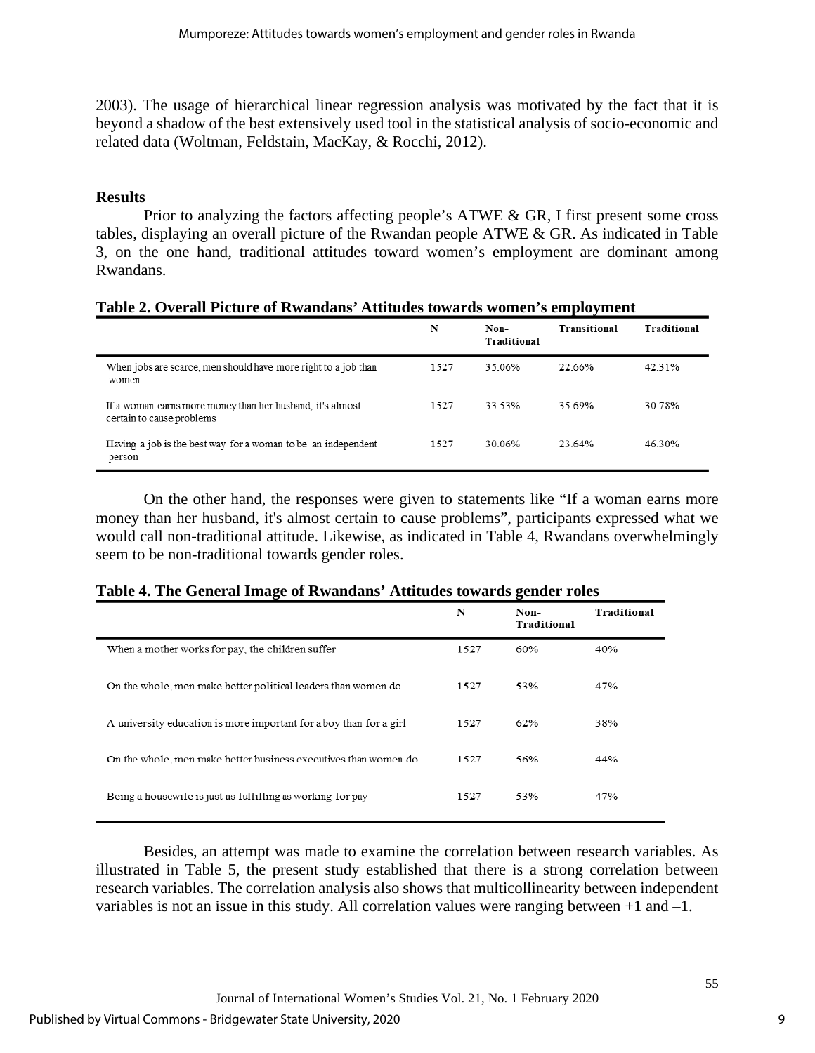2003). The usage of hierarchical linear regression analysis was motivated by the fact that it is beyond a shadow of the best extensively used tool in the statistical analysis of socio-economic and related data (Woltman, Feldstain, MacKay, & Rocchi, 2012).

**Results**

Prior to analyzing the factors affecting people's ATWE & GR, I first present some cross tables, displaying an overall picture of the Rwandan people ATWE & GR. As indicated in Table 3, on the one hand, traditional attitudes toward women's employment are dominant among Rwandans.

**Table 2. Overall Picture of Rwandans' Attitudes towards women's employment**

| | N | Non-Traditional | Transitional | Traditional |
|---|---|---|---|---|
| When jobs are scarce, men should have more right to a job than women | 1527 | 35.06% | 22.66% | 42.31% |
| If a woman earns more money than her husband, it's almost certain to cause problems | 1527 | 33.53% | 35.69% | 30.78% |
| Having a job is the best way for a woman to be an independent person | 1527 | 30.06% | 23.64% | 46.30% |

On the other hand, the responses were given to statements like "If a woman earns more money than her husband, it's almost certain to cause problems", participants expressed what we would call non-traditional attitude. Likewise, as indicated in Table 4, Rwandans overwhelmingly seem to be non-traditional towards gender roles.

**Table 4. The General Image of Rwandans' Attitudes towards gender roles**

| | N | Non-Traditional | Traditional |
|---|---|---|---|
| When a mother works for pay, the children suffer | 1527 | 60% | 40% |
| On the whole, men make better political leaders than women do | 1527 | 53% | 47% |
| A university education is more important for a boy than for a girl | 1527 | 62% | 38% |
| On the whole, men make better business executives than women do | 1527 | 56% | 44% |
| Being a housewife is just as fulfilling as working for pay | 1527 | 53% | 47% |

Besides, an attempt was made to examine the correlation between research variables. As illustrated in Table 5, the present study established that there is a strong correlation between research variables. The correlation analysis also shows that multicollinearity between independent variables is not an issue in this study. All correlation values were ranging between +1 and –1.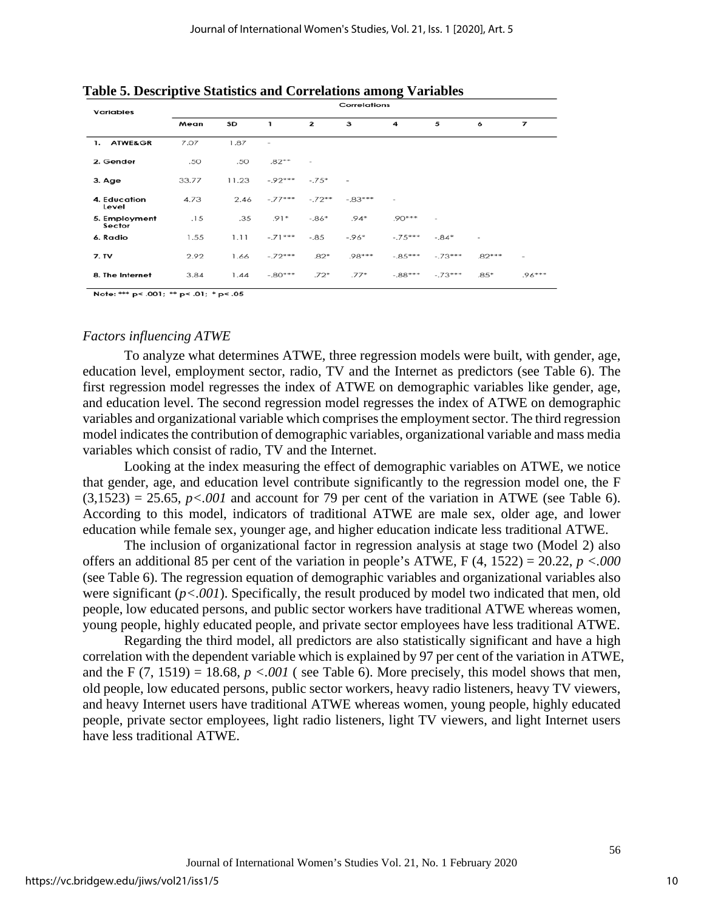**Table 5. Descriptive Statistics and Correlations among Variables**

| Variables | Mean | SD | 1 | 2 | 3 | 4 | 5 | 6 | 7 |
|---|---|---|---|---|---|---|---|---|---|
| 1. ATWE&GR | 7.07 | 1.87 | - | | | | | | |
| 2. Gender | .50 | .50 | .82** | - | | | | | |
| 3. Age | 33.77 | 11.23 | -.92*** | -.75* | - | | | | |
| 4. Education Level | 4.73 | 2.46 | -.77*** | -.72** | -.83*** | - | | | |
| 5. Employment Sector | .15 | .35 | .91* | -.86* | .94* | .90*** | - | | |
| 6. Radio | 1.55 | 1.11 | -.71*** | -.85 | -.96* | -.75*** | -.84* | - | |
| 7. TV | 2.92 | 1.66 | -.72*** | .82* | .98*** | -.85*** | -.73*** | .82*** | - |
| 8. The Internet | 3.84 | 1.44 | -.80*** | .72* | .77* | -.88*** | -.73*** | .85* | .96*** |

Note: *** p< .001; ** p< .01; * p< .05

*Factors influencing ATWE*

To analyze what determines ATWE, three regression models were built, with gender, age, education level, employment sector, radio, TV and the Internet as predictors (see Table 6). The first regression model regresses the index of ATWE on demographic variables like gender, age, and education level. The second regression model regresses the index of ATWE on demographic variables and organizational variable which comprises the employment sector. The third regression model indicates the contribution of demographic variables, organizational variable and mass media variables which consist of radio, TV and the Internet.

Looking at the index measuring the effect of demographic variables on ATWE, we notice that gender, age, and education level contribute significantly to the regression model one, the $F(3,1523) = 25.65$, $p<.001$ and account for 79 per cent of the variation in ATWE (see Table 6). According to this model, indicators of traditional ATWE are male sex, older age, and lower education while female sex, younger age, and higher education indicate less traditional ATWE.

The inclusion of organizational factor in regression analysis at stage two (Model 2) also offers an additional 85 per cent of the variation in people's ATWE, $F(4, 1522) = 20.22$, $p <.000$ (see Table 6). The regression equation of demographic variables and organizational variables also were significant ($p<.001$). Specifically, the result produced by model two indicated that men, old people, low educated persons, and public sector workers have traditional ATWE whereas women, young people, highly educated people, and private sector employees have less traditional ATWE.

Regarding the third model, all predictors are also statistically significant and have a high correlation with the dependent variable which is explained by 97 per cent of the variation in ATWE, and the $F(7, 1519) = 18.68$, $p <.001$ ( see Table 6). More precisely, this model shows that men, old people, low educated persons, public sector workers, heavy radio listeners, heavy TV viewers, and heavy Internet users have traditional ATWE whereas women, young people, highly educated people, private sector employees, light radio listeners, light TV viewers, and light Internet users have less traditional ATWE.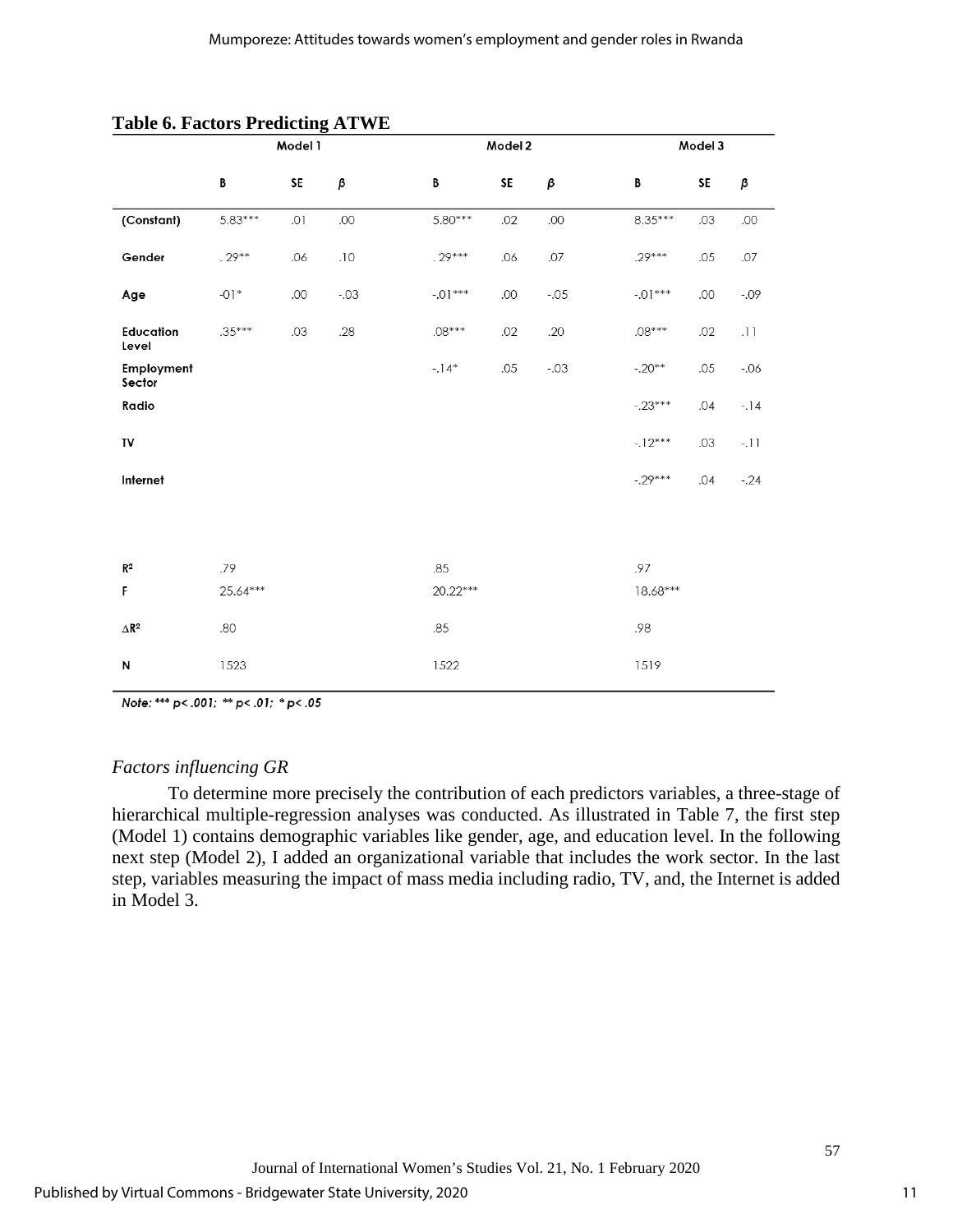**Table 6. Factors Predicting ATWE**

| | Model 1 | | | Model 2 | | | Model 3 | | |
|---|---|---|---|---|---|---|---|---|---|
| | B | SE | β | B | SE | β | B | SE | β |
| (Constant) | 5.83*** | .01 | .00 | 5.80*** | .02 | .00 | 8.35*** | .03 | .00 |
| Gender | . 29** | .06 | .10 | . 29*** | .06 | .07 | .29*** | .05 | .07 |
| Age | -01* | .00 | -.03 | -.01*** | .00 | -.05 | -.01*** | .00 | -.09 |
| Education Level | .35*** | .03 | .28 | .08*** | .02 | .20 | .08*** | .02 | .11 |
| Employment Sector | | | | -.14* | .05 | -.03 | -.20** | .05 | -.06 |
| Radio | | | | | | | -.23*** | .04 | -.14 |
| TV | | | | | | | -.12*** | .03 | -.11 |
| Internet | | | | | | | -.29*** | .04 | -.24 |
| $R^2$ | .79 | | | .85 | | | .97 | | |
| F | 25.64*** | | | 20.22*** | | | 18.68*** | | |
| $\Delta R^2$ | .80 | | | .85 | | | .98 | | |
| N | 1523 | | | 1522 | | | 1519 | | |

*Note: *** p< .001; ** p< .01; * p< .05*

*Factors influencing GR*

To determine more precisely the contribution of each predictors variables, a three-stage of hierarchical multiple-regression analyses was conducted. As illustrated in Table 7, the first step (Model 1) contains demographic variables like gender, age, and education level. In the following next step (Model 2), I added an organizational variable that includes the work sector. In the last step, variables measuring the impact of mass media including radio, TV, and, the Internet is added in Model 3.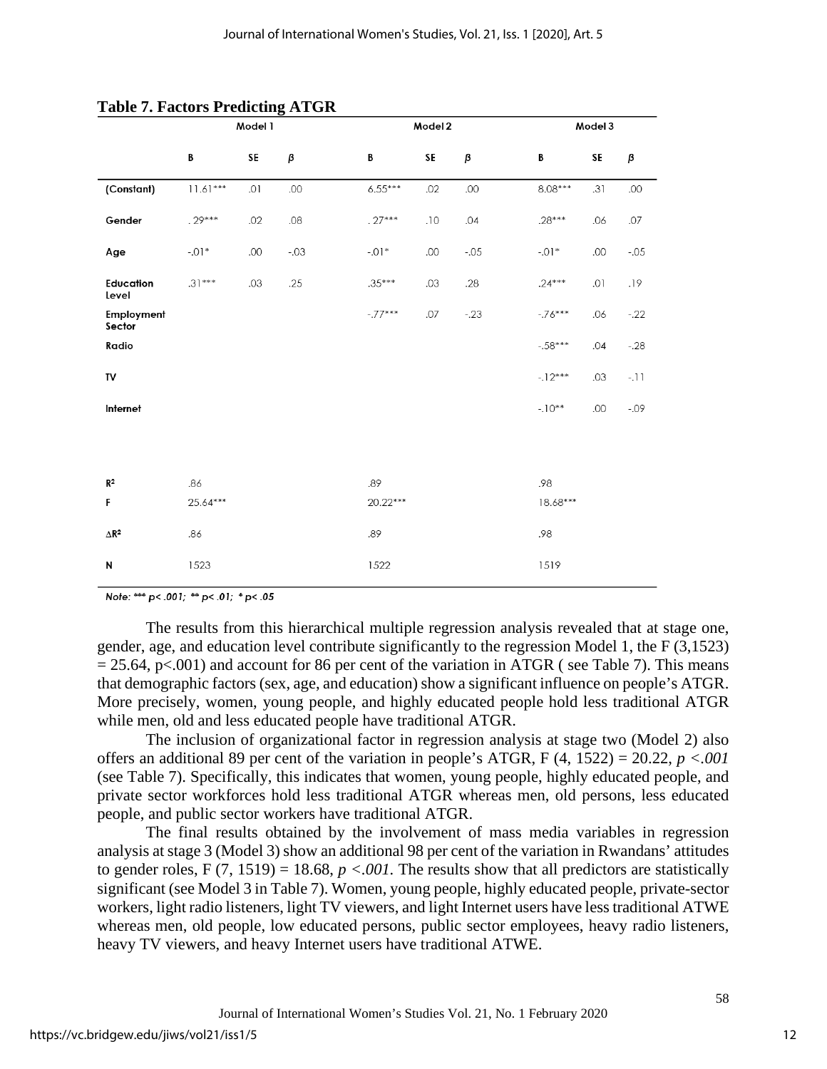**Table 7. Factors Predicting ATGR**

| | Model 1 | | | Model 2 | | | Model 3 | | |
|---|---|---|---|---|---|---|---|---|---|
| | B | SE | β | B | SE | β | B | SE | β |
| (Constant) | 11.61*** | .01 | .00 | 6.55*** | .02 | .00 | 8.08*** | .31 | .00 |
| Gender | .29*** | .02 | .08 | .27*** | .10 | .04 | .28*** | .06 | .07 |
| Age | -.01* | .00 | -.03 | -.01* | .00 | -.05 | -.01* | .00 | -.05 |
| Education Level | .31*** | .03 | .25 | .35*** | .03 | .28 | .24*** | .01 | .19 |
| Employment Sector | | | | -.77*** | .07 | -.23 | -.76*** | .06 | -.22 |
| Radio | | | | | | | -.58*** | .04 | -.28 |
| TV | | | | | | | -.12*** | .03 | -.11 |
| Internet | | | | | | | -.10** | .00 | -.09 |
| $R^2$ | .86 | | | .89 | | | .98 | | |
| F | 25.64*** | | | 20.22*** | | | 18.68*** | | |
| $\Delta R^2$ | .86 | | | .89 | | | .98 | | |
| N | 1523 | | | 1522 | | | 1519 | | |

*Note: *** p< .001; ** p< .01; * p< .05*

The results from this hierarchical multiple regression analysis revealed that at stage one, gender, age, and education level contribute significantly to the regression Model 1, the $F(3,1523) = 25.64$, $p<.001$) and account for 86 per cent of the variation in ATGR ( see Table 7). This means that demographic factors (sex, age, and education) show a significant influence on people's ATGR. More precisely, women, young people, and highly educated people hold less traditional ATGR while men, old and less educated people have traditional ATGR.

The inclusion of organizational factor in regression analysis at stage two (Model 2) also offers an additional 89 per cent of the variation in people's ATGR, $F(4, 1522) = 20.22$, $p <.001$ (see Table 7). Specifically, this indicates that women, young people, highly educated people, and private sector workforces hold less traditional ATGR whereas men, old persons, less educated people, and public sector workers have traditional ATGR.

The final results obtained by the involvement of mass media variables in regression analysis at stage 3 (Model 3) show an additional 98 per cent of the variation in Rwandans' attitudes to gender roles, $F(7, 1519) = 18.68$, $p <.001$. The results show that all predictors are statistically significant (see Model 3 in Table 7). Women, young people, highly educated people, private-sector workers, light radio listeners, light TV viewers, and light Internet users have less traditional ATWE whereas men, old people, low educated persons, public sector employees, heavy radio listeners, heavy TV viewers, and heavy Internet users have traditional ATWE.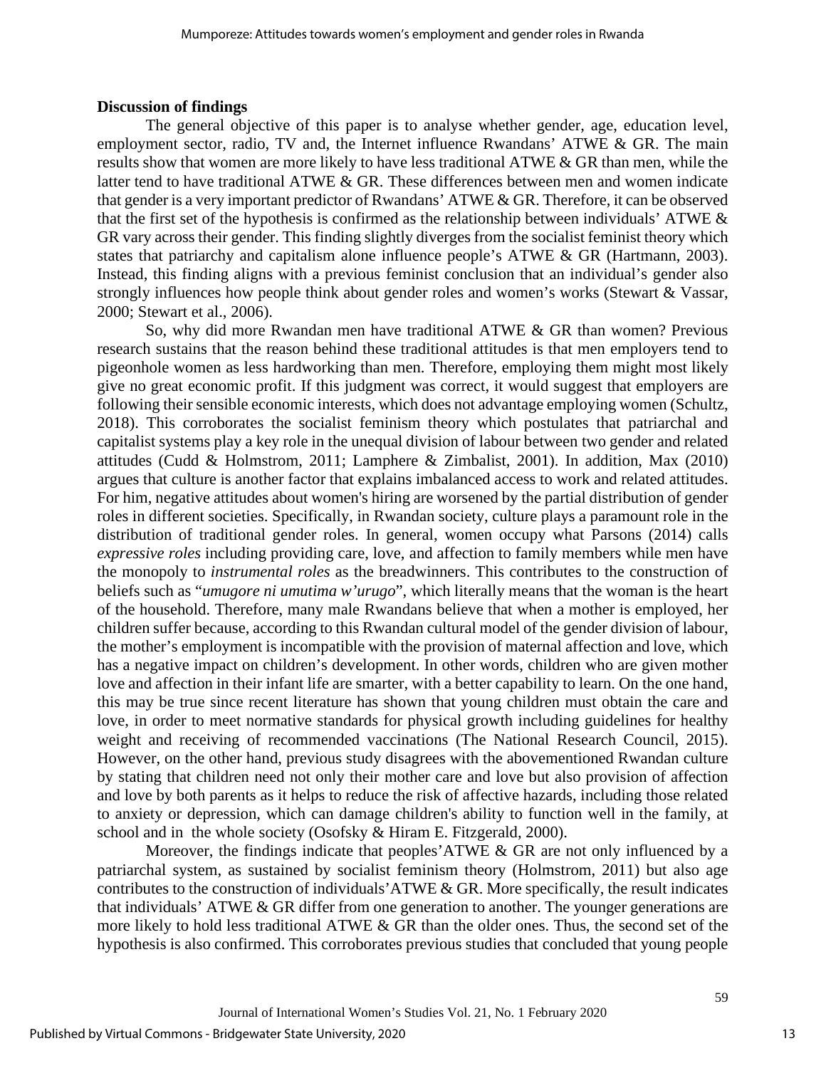**Discussion of findings**

The general objective of this paper is to analyse whether gender, age, education level, employment sector, radio, TV and, the Internet influence Rwandans' ATWE & GR. The main results show that women are more likely to have less traditional ATWE & GR than men, while the latter tend to have traditional ATWE & GR. These differences between men and women indicate that gender is a very important predictor of Rwandans' ATWE & GR. Therefore, it can be observed that the first set of the hypothesis is confirmed as the relationship between individuals' ATWE & GR vary across their gender. This finding slightly diverges from the socialist feminist theory which states that patriarchy and capitalism alone influence people's ATWE & GR (Hartmann, 2003). Instead, this finding aligns with a previous feminist conclusion that an individual's gender also strongly influences how people think about gender roles and women's works (Stewart & Vassar, 2000; Stewart et al., 2006).

So, why did more Rwandan men have traditional ATWE & GR than women? Previous research sustains that the reason behind these traditional attitudes is that men employers tend to pigeonhole women as less hardworking than men. Therefore, employing them might most likely give no great economic profit. If this judgment was correct, it would suggest that employers are following their sensible economic interests, which does not advantage employing women (Schultz, 2018). This corroborates the socialist feminism theory which postulates that patriarchal and capitalist systems play a key role in the unequal division of labour between two gender and related attitudes (Cudd & Holmstrom, 2011; Lamphere & Zimbalist, 2001). In addition, Max (2010) argues that culture is another factor that explains imbalanced access to work and related attitudes. For him, negative attitudes about women's hiring are worsened by the partial distribution of gender roles in different societies. Specifically, in Rwandan society, culture plays a paramount role in the distribution of traditional gender roles. In general, women occupy what Parsons (2014) calls *expressive roles* including providing care, love, and affection to family members while men have the monopoly to *instrumental roles* as the breadwinners. This contributes to the construction of beliefs such as "*umugore ni umutima w'urugo*", which literally means that the woman is the heart of the household. Therefore, many male Rwandans believe that when a mother is employed, her children suffer because, according to this Rwandan cultural model of the gender division of labour, the mother's employment is incompatible with the provision of maternal affection and love, which has a negative impact on children's development. In other words, children who are given mother love and affection in their infant life are smarter, with a better capability to learn. On the one hand, this may be true since recent literature has shown that young children must obtain the care and love, in order to meet normative standards for physical growth including guidelines for healthy weight and receiving of recommended vaccinations (The National Research Council, 2015). However, on the other hand, previous study disagrees with the abovementioned Rwandan culture by stating that children need not only their mother care and love but also provision of affection and love by both parents as it helps to reduce the risk of affective hazards, including those related to anxiety or depression, which can damage children's ability to function well in the family, at school and in the whole society (Osofsky & Hiram E. Fitzgerald, 2000).

Moreover, the findings indicate that peoples'ATWE & GR are not only influenced by a patriarchal system, as sustained by socialist feminism theory (Holmstrom, 2011) but also age contributes to the construction of individuals'ATWE & GR. More specifically, the result indicates that individuals' ATWE & GR differ from one generation to another. The younger generations are more likely to hold less traditional ATWE & GR than the older ones. Thus, the second set of the hypothesis is also confirmed. This corroborates previous studies that concluded that young people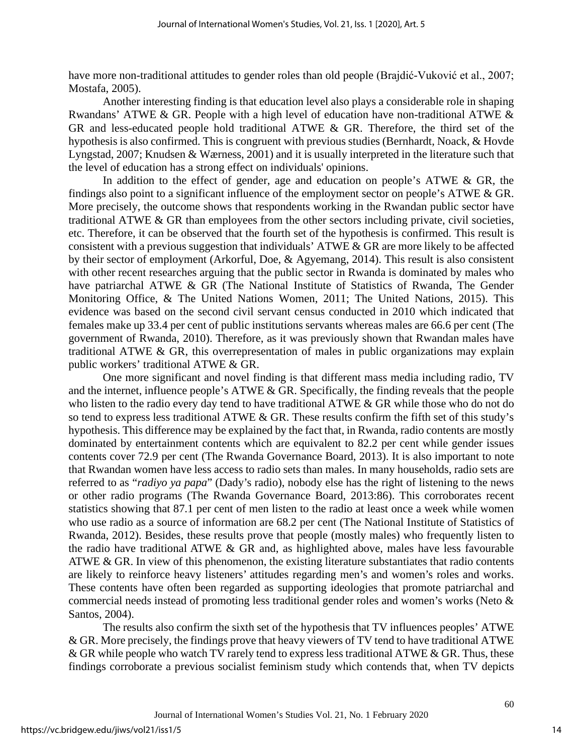have more non-traditional attitudes to gender roles than old people (Brajdić-Vuković et al., 2007; Mostafa, 2005).

Another interesting finding is that education level also plays a considerable role in shaping Rwandans' ATWE & GR. People with a high level of education have non-traditional ATWE & GR and less-educated people hold traditional ATWE & GR. Therefore, the third set of the hypothesis is also confirmed. This is congruent with previous studies (Bernhardt, Noack, & Hovde Lyngstad, 2007; Knudsen & Wærness, 2001) and it is usually interpreted in the literature such that the level of education has a strong effect on individuals' opinions.

In addition to the effect of gender, age and education on people's ATWE & GR, the findings also point to a significant influence of the employment sector on people's ATWE & GR. More precisely, the outcome shows that respondents working in the Rwandan public sector have traditional ATWE & GR than employees from the other sectors including private, civil societies, etc. Therefore, it can be observed that the fourth set of the hypothesis is confirmed. This result is consistent with a previous suggestion that individuals' ATWE & GR are more likely to be affected by their sector of employment (Arkorful, Doe, & Agyemang, 2014). This result is also consistent with other recent researches arguing that the public sector in Rwanda is dominated by males who have patriarchal ATWE & GR (The National Institute of Statistics of Rwanda, The Gender Monitoring Office, & The United Nations Women, 2011; The United Nations, 2015). This evidence was based on the second civil servant census conducted in 2010 which indicated that females make up 33.4 per cent of public institutions servants whereas males are 66.6 per cent (The government of Rwanda, 2010). Therefore, as it was previously shown that Rwandan males have traditional ATWE & GR, this overrepresentation of males in public organizations may explain public workers' traditional ATWE & GR.

One more significant and novel finding is that different mass media including radio, TV and the internet, influence people's ATWE & GR. Specifically, the finding reveals that the people who listen to the radio every day tend to have traditional ATWE & GR while those who do not do so tend to express less traditional ATWE & GR. These results confirm the fifth set of this study's hypothesis. This difference may be explained by the fact that, in Rwanda, radio contents are mostly dominated by entertainment contents which are equivalent to 82.2 per cent while gender issues contents cover 72.9 per cent (The Rwanda Governance Board, 2013). It is also important to note that Rwandan women have less access to radio sets than males. In many households, radio sets are referred to as "*radiyo ya papa*" (Dady's radio), nobody else has the right of listening to the news or other radio programs (The Rwanda Governance Board, 2013:86). This corroborates recent statistics showing that 87.1 per cent of men listen to the radio at least once a week while women who use radio as a source of information are 68.2 per cent (The National Institute of Statistics of Rwanda, 2012). Besides, these results prove that people (mostly males) who frequently listen to the radio have traditional ATWE & GR and, as highlighted above, males have less favourable ATWE & GR. In view of this phenomenon, the existing literature substantiates that radio contents are likely to reinforce heavy listeners' attitudes regarding men's and women's roles and works. These contents have often been regarded as supporting ideologies that promote patriarchal and commercial needs instead of promoting less traditional gender roles and women's works (Neto & Santos, 2004).

The results also confirm the sixth set of the hypothesis that TV influences peoples' ATWE & GR. More precisely, the findings prove that heavy viewers of TV tend to have traditional ATWE & GR while people who watch TV rarely tend to express less traditional ATWE & GR. Thus, these findings corroborate a previous socialist feminism study which contends that, when TV depicts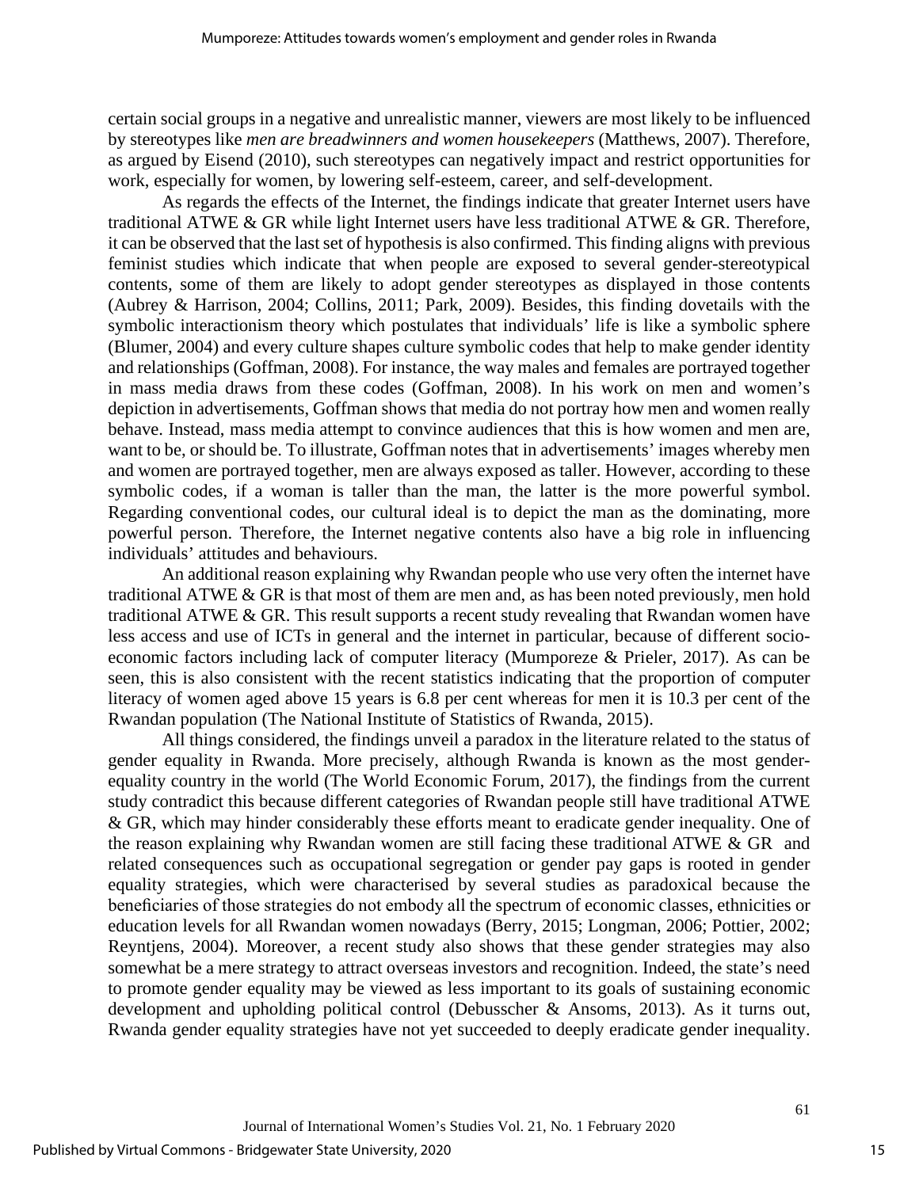certain social groups in a negative and unrealistic manner, viewers are most likely to be influenced by stereotypes like *men are breadwinners and women housekeepers* (Matthews, 2007). Therefore, as argued by Eisend (2010), such stereotypes can negatively impact and restrict opportunities for work, especially for women, by lowering self-esteem, career, and self-development.

As regards the effects of the Internet, the findings indicate that greater Internet users have traditional ATWE & GR while light Internet users have less traditional ATWE & GR. Therefore, it can be observed that the last set of hypothesis is also confirmed. This finding aligns with previous feminist studies which indicate that when people are exposed to several gender-stereotypical contents, some of them are likely to adopt gender stereotypes as displayed in those contents (Aubrey & Harrison, 2004; Collins, 2011; Park, 2009). Besides, this finding dovetails with the symbolic interactionism theory which postulates that individuals' life is like a symbolic sphere (Blumer, 2004) and every culture shapes culture symbolic codes that help to make gender identity and relationships (Goffman, 2008). For instance, the way males and females are portrayed together in mass media draws from these codes (Goffman, 2008). In his work on men and women's depiction in advertisements, Goffman shows that media do not portray how men and women really behave. Instead, mass media attempt to convince audiences that this is how women and men are, want to be, or should be. To illustrate, Goffman notes that in advertisements' images whereby men and women are portrayed together, men are always exposed as taller. However, according to these symbolic codes, if a woman is taller than the man, the latter is the more powerful symbol. Regarding conventional codes, our cultural ideal is to depict the man as the dominating, more powerful person. Therefore, the Internet negative contents also have a big role in influencing individuals' attitudes and behaviours.

An additional reason explaining why Rwandan people who use very often the internet have traditional ATWE & GR is that most of them are men and, as has been noted previously, men hold traditional ATWE & GR. This result supports a recent study revealing that Rwandan women have less access and use of ICTs in general and the internet in particular, because of different socio-economic factors including lack of computer literacy (Mumporeze & Prieler, 2017). As can be seen, this is also consistent with the recent statistics indicating that the proportion of computer literacy of women aged above 15 years is 6.8 per cent whereas for men it is 10.3 per cent of the Rwandan population (The National Institute of Statistics of Rwanda, 2015).

All things considered, the findings unveil a paradox in the literature related to the status of gender equality in Rwanda. More precisely, although Rwanda is known as the most gender-equality country in the world (The World Economic Forum, 2017), the findings from the current study contradict this because different categories of Rwandan people still have traditional ATWE & GR, which may hinder considerably these efforts meant to eradicate gender inequality. One of the reason explaining why Rwandan women are still facing these traditional ATWE & GR and related consequences such as occupational segregation or gender pay gaps is rooted in gender equality strategies, which were characterised by several studies as paradoxical because the beneficiaries of those strategies do not embody all the spectrum of economic classes, ethnicities or education levels for all Rwandan women nowadays (Berry, 2015; Longman, 2006; Pottier, 2002; Reyntjens, 2004). Moreover, a recent study also shows that these gender strategies may also somewhat be a mere strategy to attract overseas investors and recognition. Indeed, the state's need to promote gender equality may be viewed as less important to its goals of sustaining economic development and upholding political control (Debusscher & Ansoms, 2013). As it turns out, Rwanda gender equality strategies have not yet succeeded to deeply eradicate gender inequality.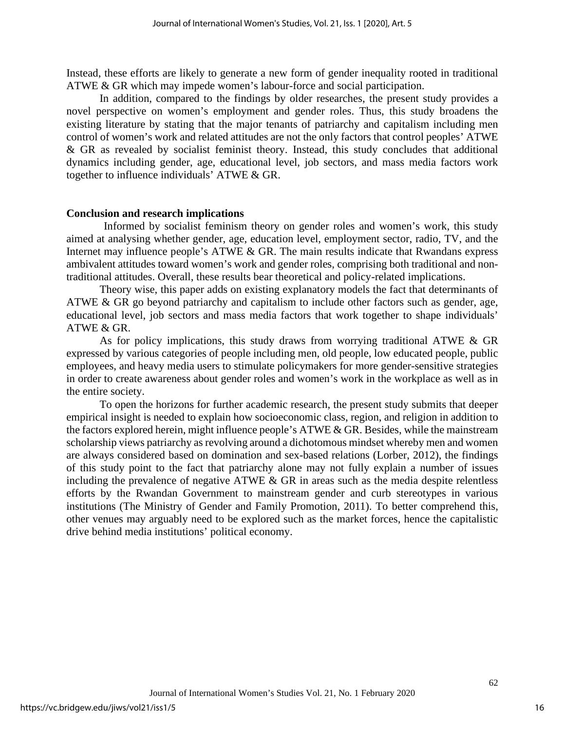Instead, these efforts are likely to generate a new form of gender inequality rooted in traditional ATWE & GR which may impede women's labour-force and social participation.

In addition, compared to the findings by older researches, the present study provides a novel perspective on women's employment and gender roles. Thus, this study broadens the existing literature by stating that the major tenants of patriarchy and capitalism including men control of women's work and related attitudes are not the only factors that control peoples' ATWE & GR as revealed by socialist feminist theory. Instead, this study concludes that additional dynamics including gender, age, educational level, job sectors, and mass media factors work together to influence individuals' ATWE & GR.

**Conclusion and research implications**

Informed by socialist feminism theory on gender roles and women's work, this study aimed at analysing whether gender, age, education level, employment sector, radio, TV, and the Internet may influence people's ATWE & GR. The main results indicate that Rwandans express ambivalent attitudes toward women's work and gender roles, comprising both traditional and non-traditional attitudes. Overall, these results bear theoretical and policy-related implications.

Theory wise, this paper adds on existing explanatory models the fact that determinants of ATWE & GR go beyond patriarchy and capitalism to include other factors such as gender, age, educational level, job sectors and mass media factors that work together to shape individuals' ATWE & GR.

As for policy implications, this study draws from worrying traditional ATWE & GR expressed by various categories of people including men, old people, low educated people, public employees, and heavy media users to stimulate policymakers for more gender-sensitive strategies in order to create awareness about gender roles and women's work in the workplace as well as in the entire society.

To open the horizons for further academic research, the present study submits that deeper empirical insight is needed to explain how socioeconomic class, region, and religion in addition to the factors explored herein, might influence people's ATWE & GR. Besides, while the mainstream scholarship views patriarchy as revolving around a dichotomous mindset whereby men and women are always considered based on domination and sex-based relations (Lorber, 2012), the findings of this study point to the fact that patriarchy alone may not fully explain a number of issues including the prevalence of negative ATWE & GR in areas such as the media despite relentless efforts by the Rwandan Government to mainstream gender and curb stereotypes in various institutions (The Ministry of Gender and Family Promotion, 2011). To better comprehend this, other venues may arguably need to be explored such as the market forces, hence the capitalistic drive behind media institutions' political economy.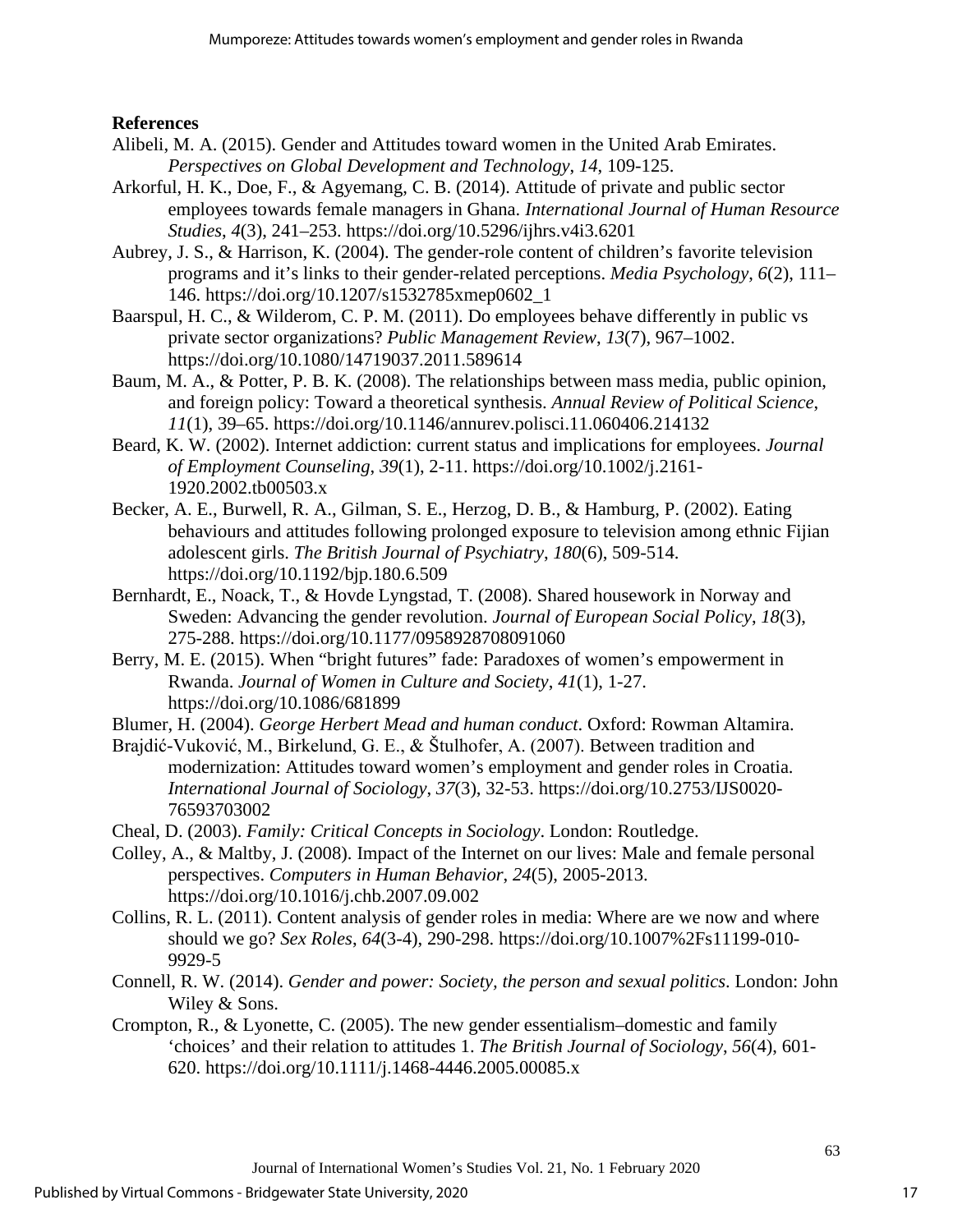**References**

Alibeli, M. A. (2015). Gender and Attitudes toward women in the United Arab Emirates. *Perspectives on Global Development and Technology*, *14*, 109-125.

Arkorful, H. K., Doe, F., & Agyemang, C. B. (2014). Attitude of private and public sector employees towards female managers in Ghana. *International Journal of Human Resource Studies*, *4*(3), 241–253. https://doi.org/10.5296/ijhrs.v4i3.6201

Aubrey, J. S., & Harrison, K. (2004). The gender-role content of children's favorite television programs and it's links to their gender-related perceptions. *Media Psychology*, *6*(2), 111–146. https://doi.org/10.1207/s1532785xmep0602_1

Baarspul, H. C., & Wilderom, C. P. M. (2011). Do employees behave differently in public vs private sector organizations? *Public Management Review*, *13*(7), 967–1002. https://doi.org/10.1080/14719037.2011.589614

Baum, M. A., & Potter, P. B. K. (2008). The relationships between mass media, public opinion, and foreign policy: Toward a theoretical synthesis. *Annual Review of Political Science*, *11*(1), 39–65. https://doi.org/10.1146/annurev.polisci.11.060406.214132

Beard, K. W. (2002). Internet addiction: current status and implications for employees. *Journal of Employment Counseling*, *39*(1), 2-11. https://doi.org/10.1002/j.2161-1920.2002.tb00503.x

Becker, A. E., Burwell, R. A., Gilman, S. E., Herzog, D. B., & Hamburg, P. (2002). Eating behaviours and attitudes following prolonged exposure to television among ethnic Fijian adolescent girls. *The British Journal of Psychiatry*, *180*(6), 509-514. https://doi.org/10.1192/bjp.180.6.509

Bernhardt, E., Noack, T., & Hovde Lyngstad, T. (2008). Shared housework in Norway and Sweden: Advancing the gender revolution. *Journal of European Social Policy*, *18*(3), 275-288. https://doi.org/10.1177/0958928708091060

Berry, M. E. (2015). When "bright futures" fade: Paradoxes of women's empowerment in Rwanda. *Journal of Women in Culture and Society*, *41*(1), 1-27. https://doi.org/10.1086/681899

Blumer, H. (2004). *George Herbert Mead and human conduct*. Oxford: Rowman Altamira.

Brajdić-Vuković, M., Birkelund, G. E., & Štulhofer, A. (2007). Between tradition and modernization: Attitudes toward women's employment and gender roles in Croatia. *International Journal of Sociology*, *37*(3), 32-53. https://doi.org/10.2753/IJS0020-76593703002

Cheal, D. (2003). *Family: Critical Concepts in Sociology*. London: Routledge.

Colley, A., & Maltby, J. (2008). Impact of the Internet on our lives: Male and female personal perspectives. *Computers in Human Behavior*, *24*(5), 2005-2013. https://doi.org/10.1016/j.chb.2007.09.002

Collins, R. L. (2011). Content analysis of gender roles in media: Where are we now and where should we go? *Sex Roles*, *64*(3-4), 290-298. https://doi.org/10.1007%2Fs11199-010-9929-5

Connell, R. W. (2014). *Gender and power: Society, the person and sexual politics*. London: John Wiley & Sons.

Crompton, R., & Lyonette, C. (2005). The new gender essentialism–domestic and family 'choices' and their relation to attitudes 1. *The British Journal of Sociology*, *56*(4), 601-620. https://doi.org/10.1111/j.1468-4446.2005.00085.x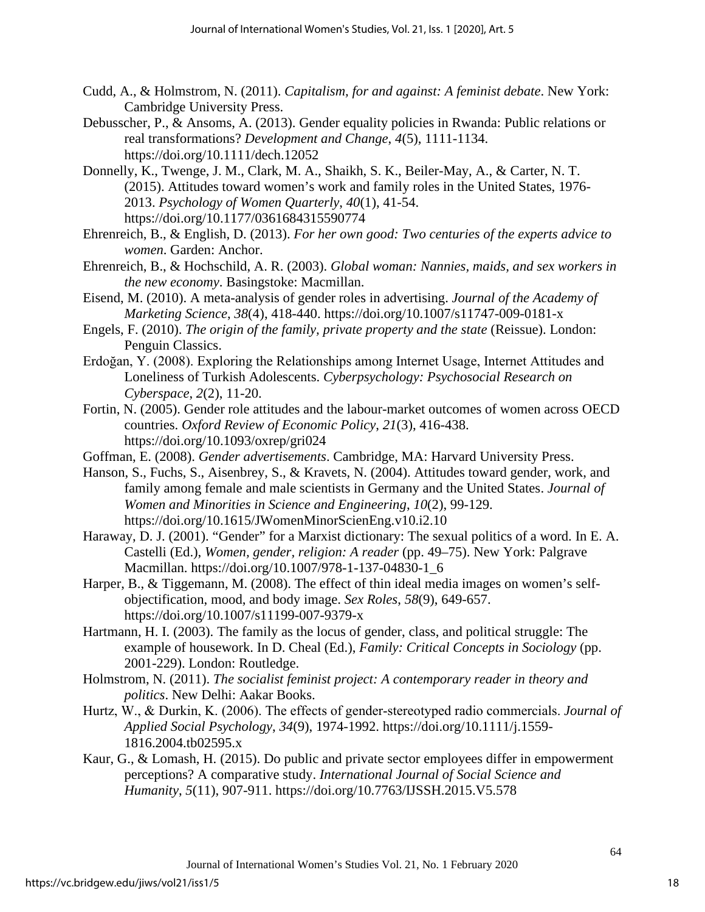Cudd, A., & Holmstrom, N. (2011). *Capitalism, for and against: A feminist debate*. New York: Cambridge University Press.

Debusscher, P., & Ansoms, A. (2013). Gender equality policies in Rwanda: Public relations or real transformations? *Development and Change*, *4*(5), 1111-1134. https://doi.org/10.1111/dech.12052

Donnelly, K., Twenge, J. M., Clark, M. A., Shaikh, S. K., Beiler-May, A., & Carter, N. T. (2015). Attitudes toward women's work and family roles in the United States, 1976-2013. *Psychology of Women Quarterly*, *40*(1), 41-54. https://doi.org/10.1177/0361684315590774

Ehrenreich, B., & English, D. (2013). *For her own good: Two centuries of the experts advice to women*. Garden: Anchor.

Ehrenreich, B., & Hochschild, A. R. (2003). *Global woman: Nannies, maids, and sex workers in the new economy*. Basingstoke: Macmillan.

Eisend, M. (2010). A meta-analysis of gender roles in advertising. *Journal of the Academy of Marketing Science*, *38*(4), 418-440. https://doi.org/10.1007/s11747-009-0181-x

Engels, F. (2010). *The origin of the family, private property and the state* (Reissue). London: Penguin Classics.

Erdoğan, Y. (2008). Exploring the Relationships among Internet Usage, Internet Attitudes and Loneliness of Turkish Adolescents. *Cyberpsychology: Psychosocial Research on Cyberspace*, *2*(2), 11-20.

Fortin, N. (2005). Gender role attitudes and the labour-market outcomes of women across OECD countries. *Oxford Review of Economic Policy*, *21*(3), 416-438. https://doi.org/10.1093/oxrep/gri024

Goffman, E. (2008). *Gender advertisements*. Cambridge, MA: Harvard University Press.

Hanson, S., Fuchs, S., Aisenbrey, S., & Kravets, N. (2004). Attitudes toward gender, work, and family among female and male scientists in Germany and the United States. *Journal of Women and Minorities in Science and Engineering*, *10*(2), 99-129. https://doi.org/10.1615/JWomenMinorScienEng.v10.i2.10

Haraway, D. J. (2001). "Gender" for a Marxist dictionary: The sexual politics of a word. In E. A. Castelli (Ed.), *Women, gender, religion: A reader* (pp. 49–75). New York: Palgrave Macmillan. https://doi.org/10.1007/978-1-137-04830-1_6

Harper, B., & Tiggemann, M. (2008). The effect of thin ideal media images on women's self-objectification, mood, and body image. *Sex Roles*, *58*(9), 649-657. https://doi.org/10.1007/s11199-007-9379-x

Hartmann, H. I. (2003). The family as the locus of gender, class, and political struggle: The example of housework. In D. Cheal (Ed.), *Family: Critical Concepts in Sociology* (pp. 2001-229). London: Routledge.

Holmstrom, N. (2011). *The socialist feminist project: A contemporary reader in theory and politics*. New Delhi: Aakar Books.

Hurtz, W., & Durkin, K. (2006). The effects of gender-stereotyped radio commercials. *Journal of Applied Social Psychology*, *34*(9), 1974-1992. https://doi.org/10.1111/j.1559-1816.2004.tb02595.x

Kaur, G., & Lomash, H. (2015). Do public and private sector employees differ in empowerment perceptions? A comparative study. *International Journal of Social Science and Humanity*, *5*(11), 907-911. https://doi.org/10.7763/IJSSH.2015.V5.578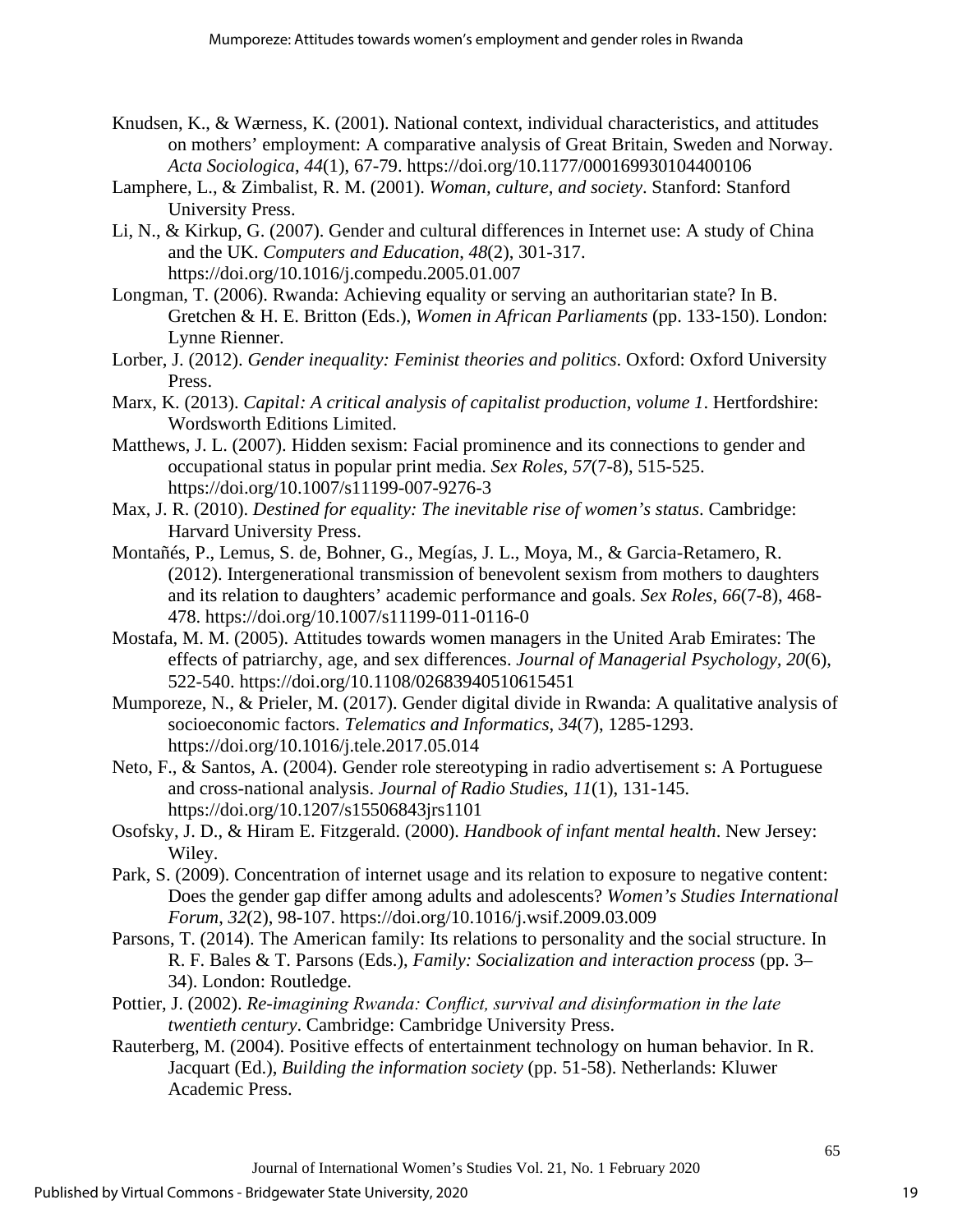Knudsen, K., & Wærness, K. (2001). National context, individual characteristics, and attitudes on mothers' employment: A comparative analysis of Great Britain, Sweden and Norway. *Acta Sociologica*, *44*(1), 67-79. https://doi.org/10.1177/000169930104400106

Lamphere, L., & Zimbalist, R. M. (2001). *Woman, culture, and society*. Stanford: Stanford University Press.

Li, N., & Kirkup, G. (2007). Gender and cultural differences in Internet use: A study of China and the UK. *Computers and Education*, *48*(2), 301-317. https://doi.org/10.1016/j.compedu.2005.01.007

Longman, T. (2006). Rwanda: Achieving equality or serving an authoritarian state? In B. Gretchen & H. E. Britton (Eds.), *Women in African Parliaments* (pp. 133-150). London: Lynne Rienner.

Lorber, J. (2012). *Gender inequality: Feminist theories and politics*. Oxford: Oxford University Press.

Marx, K. (2013). *Capital: A critical analysis of capitalist production, volume 1*. Hertfordshire: Wordsworth Editions Limited.

Matthews, J. L. (2007). Hidden sexism: Facial prominence and its connections to gender and occupational status in popular print media. *Sex Roles*, *57*(7-8), 515-525. https://doi.org/10.1007/s11199-007-9276-3

Max, J. R. (2010). *Destined for equality: The inevitable rise of women's status*. Cambridge: Harvard University Press.

Montañés, P., Lemus, S. de, Bohner, G., Megías, J. L., Moya, M., & Garcia-Retamero, R. (2012). Intergenerational transmission of benevolent sexism from mothers to daughters and its relation to daughters' academic performance and goals. *Sex Roles*, *66*(7-8), 468-478. https://doi.org/10.1007/s11199-011-0116-0

Mostafa, M. M. (2005). Attitudes towards women managers in the United Arab Emirates: The effects of patriarchy, age, and sex differences. *Journal of Managerial Psychology*, *20*(6), 522-540. https://doi.org/10.1108/02683940510615451

Mumporeze, N., & Prieler, M. (2017). Gender digital divide in Rwanda: A qualitative analysis of socioeconomic factors. *Telematics and Informatics*, *34*(7), 1285-1293. https://doi.org/10.1016/j.tele.2017.05.014

Neto, F., & Santos, A. (2004). Gender role stereotyping in radio advertisement s: A Portuguese and cross-national analysis. *Journal of Radio Studies*, *11*(1), 131-145. https://doi.org/10.1207/s15506843jrs1101

Osofsky, J. D., & Hiram E. Fitzgerald. (2000). *Handbook of infant mental health*. New Jersey: Wiley.

Park, S. (2009). Concentration of internet usage and its relation to exposure to negative content: Does the gender gap differ among adults and adolescents? *Women's Studies International Forum*, *32*(2), 98-107. https://doi.org/10.1016/j.wsif.2009.03.009

Parsons, T. (2014). The American family: Its relations to personality and the social structure. In R. F. Bales & T. Parsons (Eds.), *Family: Socialization and interaction process* (pp. 3–34). London: Routledge.

Pottier, J. (2002). *Re-imagining Rwanda: Conflict, survival and disinformation in the late twentieth century*. Cambridge: Cambridge University Press.

Rauterberg, M. (2004). Positive effects of entertainment technology on human behavior. In R. Jacquart (Ed.), *Building the information society* (pp. 51-58). Netherlands: Kluwer Academic Press.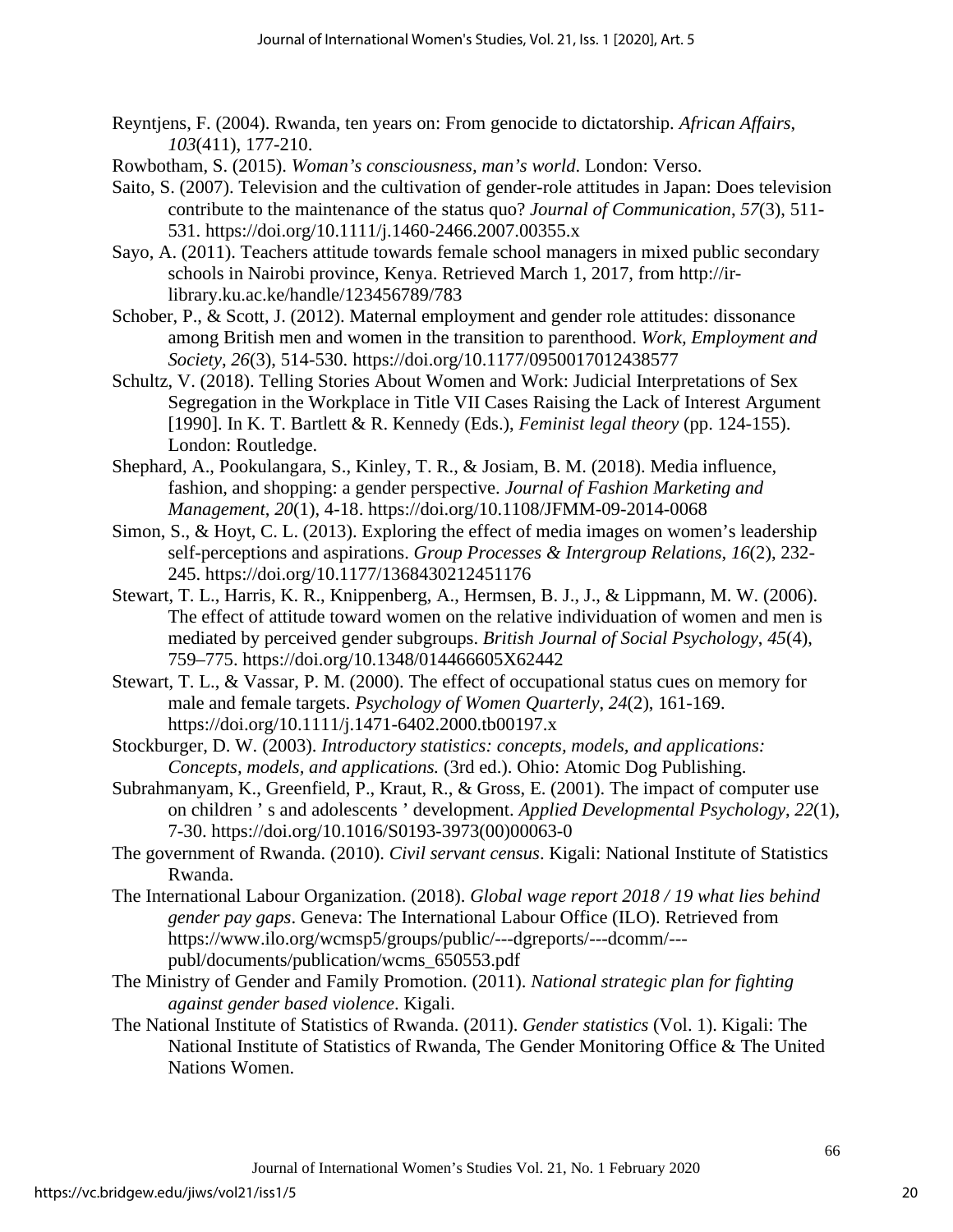Reyntjens, F. (2004). Rwanda, ten years on: From genocide to dictatorship. *African Affairs*, *103*(411), 177-210.

Rowbotham, S. (2015). *Woman's consciousness, man's world*. London: Verso.

Saito, S. (2007). Television and the cultivation of gender-role attitudes in Japan: Does television contribute to the maintenance of the status quo? *Journal of Communication*, *57*(3), 511-531. https://doi.org/10.1111/j.1460-2466.2007.00355.x

Sayo, A. (2011). Teachers attitude towards female school managers in mixed public secondary schools in Nairobi province, Kenya. Retrieved March 1, 2017, from http://ir-library.ku.ac.ke/handle/123456789/783

Schober, P., & Scott, J. (2012). Maternal employment and gender role attitudes: dissonance among British men and women in the transition to parenthood. *Work, Employment and Society*, *26*(3), 514-530. https://doi.org/10.1177/0950017012438577

Schultz, V. (2018). Telling Stories About Women and Work: Judicial Interpretations of Sex Segregation in the Workplace in Title VII Cases Raising the Lack of Interest Argument [1990]. In K. T. Bartlett & R. Kennedy (Eds.), *Feminist legal theory* (pp. 124-155). London: Routledge.

Shephard, A., Pookulangara, S., Kinley, T. R., & Josiam, B. M. (2018). Media influence, fashion, and shopping: a gender perspective. *Journal of Fashion Marketing and Management*, *20*(1), 4-18. https://doi.org/10.1108/JFMM-09-2014-0068

Simon, S., & Hoyt, C. L. (2013). Exploring the effect of media images on women's leadership self-perceptions and aspirations. *Group Processes & Intergroup Relations*, *16*(2), 232-245. https://doi.org/10.1177/1368430212451176

Stewart, T. L., Harris, K. R., Knippenberg, A., Hermsen, B. J., J., & Lippmann, M. W. (2006). The effect of attitude toward women on the relative individuation of women and men is mediated by perceived gender subgroups. *British Journal of Social Psychology*, *45*(4), 759–775. https://doi.org/10.1348/014466605X62442

Stewart, T. L., & Vassar, P. M. (2000). The effect of occupational status cues on memory for male and female targets. *Psychology of Women Quarterly*, *24*(2), 161-169. https://doi.org/10.1111/j.1471-6402.2000.tb00197.x

Stockburger, D. W. (2003). *Introductory statistics: concepts, models, and applications: Concepts, models, and applications.* (3rd ed.). Ohio: Atomic Dog Publishing.

Subrahmanyam, K., Greenfield, P., Kraut, R., & Gross, E. (2001). The impact of computer use on children ' s and adolescents ' development. *Applied Developmental Psychology*, *22*(1), 7-30. https://doi.org/10.1016/S0193-3973(00)00063-0

The government of Rwanda. (2010). *Civil servant census*. Kigali: National Institute of Statistics Rwanda.

The International Labour Organization. (2018). *Global wage report 2018 / 19 what lies behind gender pay gaps*. Geneva: The International Labour Office (ILO). Retrieved from https://www.ilo.org/wcmsp5/groups/public/---dgreports/---dcomm/---publ/documents/publication/wcms_650553.pdf

The Ministry of Gender and Family Promotion. (2011). *National strategic plan for fighting against gender based violence*. Kigali.

The National Institute of Statistics of Rwanda. (2011). *Gender statistics* (Vol. 1). Kigali: The National Institute of Statistics of Rwanda, The Gender Monitoring Office & The United Nations Women.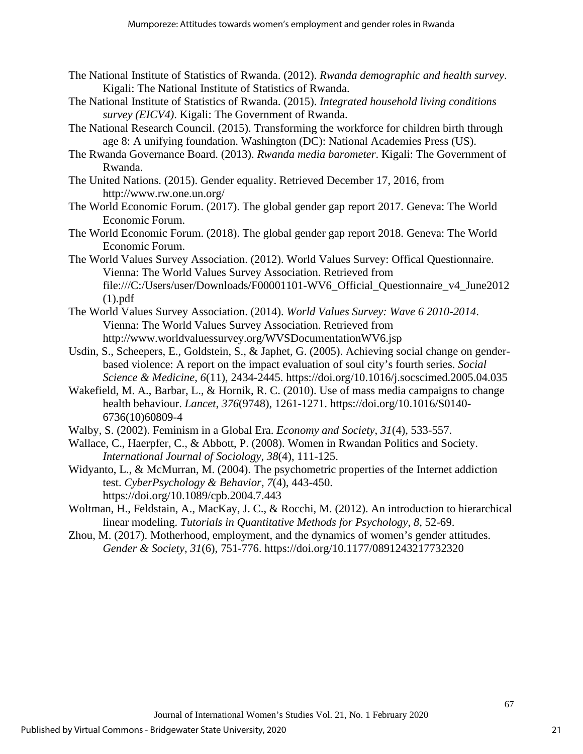The National Institute of Statistics of Rwanda. (2012). *Rwanda demographic and health survey*. Kigali: The National Institute of Statistics of Rwanda.

The National Institute of Statistics of Rwanda. (2015). *Integrated household living conditions survey (EICV4)*. Kigali: The Government of Rwanda.

The National Research Council. (2015). Transforming the workforce for children birth through age 8: A unifying foundation. Washington (DC): National Academies Press (US).

The Rwanda Governance Board. (2013). *Rwanda media barometer*. Kigali: The Government of Rwanda.

The United Nations. (2015). Gender equality. Retrieved December 17, 2016, from http://www.rw.one.un.org/

The World Economic Forum. (2017). The global gender gap report 2017. Geneva: The World Economic Forum.

The World Economic Forum. (2018). The global gender gap report 2018. Geneva: The World Economic Forum.

The World Values Survey Association. (2012). World Values Survey: Offical Questionnaire. Vienna: The World Values Survey Association. Retrieved from file:///C:/Users/user/Downloads/F00001101-WV6_Official_Questionnaire_v4_June2012 (1).pdf

The World Values Survey Association. (2014). *World Values Survey: Wave 6 2010-2014*. Vienna: The World Values Survey Association. Retrieved from http://www.worldvaluessurvey.org/WVSDocumentationWV6.jsp

Usdin, S., Scheepers, E., Goldstein, S., & Japhet, G. (2005). Achieving social change on gender-based violence: A report on the impact evaluation of soul city's fourth series. *Social Science & Medicine*, *6*(11), 2434-2445. https://doi.org/10.1016/j.socscimed.2005.04.035

Wakefield, M. A., Barbar, L., & Hornik, R. C. (2010). Use of mass media campaigns to change health behaviour. *Lancet*, *376*(9748), 1261-1271. https://doi.org/10.1016/S0140-6736(10)60809-4

Walby, S. (2002). Feminism in a Global Era. *Economy and Society*, *31*(4), 533-557.

Wallace, C., Haerpfer, C., & Abbott, P. (2008). Women in Rwandan Politics and Society. *International Journal of Sociology*, *38*(4), 111-125.

Widyanto, L., & McMurran, M. (2004). The psychometric properties of the Internet addiction test. *CyberPsychology & Behavior*, *7*(4), 443-450. https://doi.org/10.1089/cpb.2004.7.443

Woltman, H., Feldstain, A., MacKay, J. C., & Rocchi, M. (2012). An introduction to hierarchical linear modeling. *Tutorials in Quantitative Methods for Psychology*, *8*, 52-69.

Zhou, M. (2017). Motherhood, employment, and the dynamics of women's gender attitudes. *Gender & Society*, *31*(6), 751-776. https://doi.org/10.1177/0891243217732320